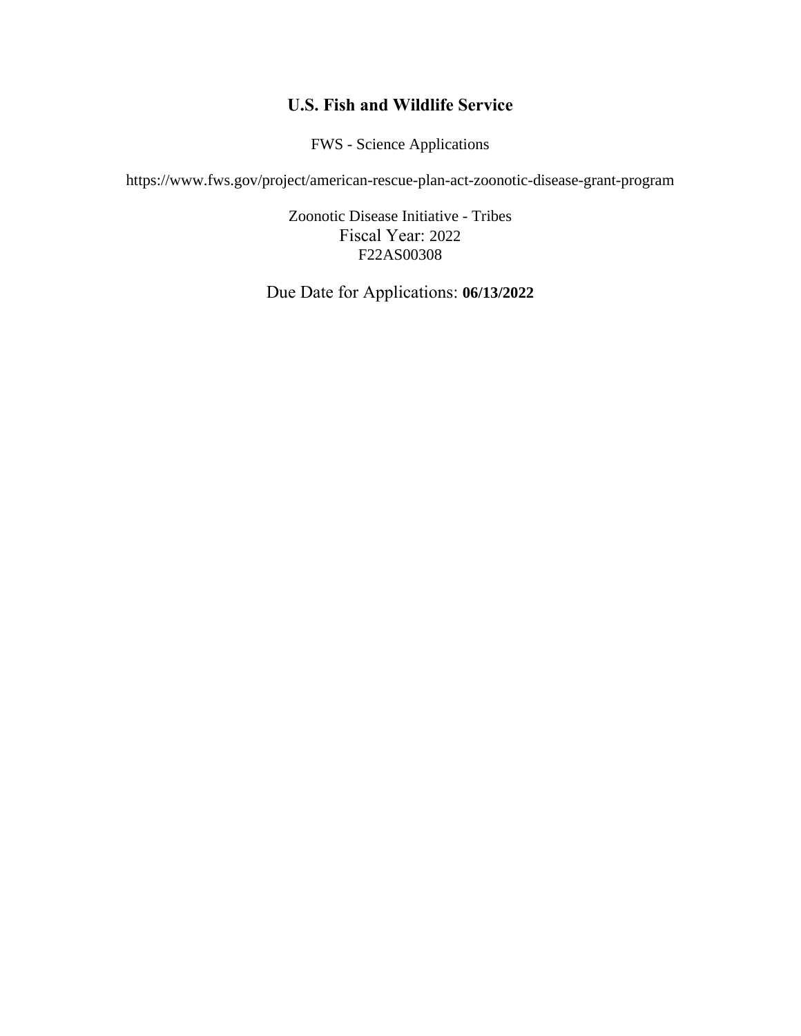# U.S. Fish and Wildlife Service

FWS - Science Applications

https://www.fws.gov/project/american-rescue-plan-act-zoonotic-disease-grant-program

Zoonotic Disease Initiative - Tribes
Fiscal Year: 2022
F22AS00308

Due Date for Applications: **06/13/2022**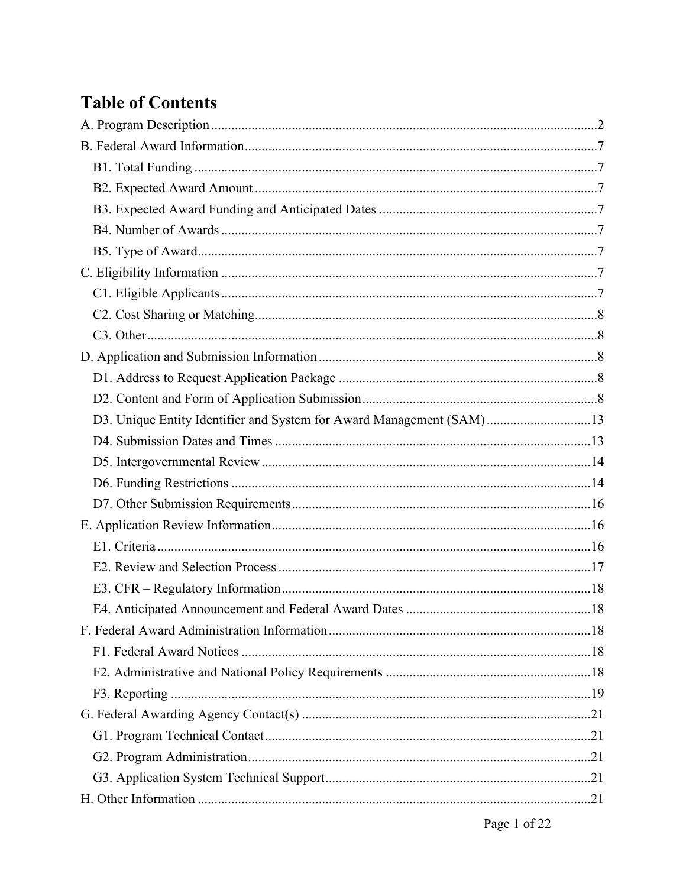# Table of Contents

A. Program Description ..... 2

B. Federal Award Information ..... 7

- B1. Total Funding ..... 7
- B2. Expected Award Amount ..... 7
- B3. Expected Award Funding and Anticipated Dates ..... 7
- B4. Number of Awards ..... 7
- B5. Type of Award ..... 7

C. Eligibility Information ..... 7

- C1. Eligible Applicants ..... 7
- C2. Cost Sharing or Matching ..... 8
- C3. Other ..... 8

D. Application and Submission Information ..... 8

- D1. Address to Request Application Package ..... 8
- D2. Content and Form of Application Submission ..... 8
- D3. Unique Entity Identifier and System for Award Management (SAM) ..... 13
- D4. Submission Dates and Times ..... 13
- D5. Intergovernmental Review ..... 14
- D6. Funding Restrictions ..... 14
- D7. Other Submission Requirements ..... 16

E. Application Review Information ..... 16

- E1. Criteria ..... 16
- E2. Review and Selection Process ..... 17
- E3. CFR – Regulatory Information ..... 18
- E4. Anticipated Announcement and Federal Award Dates ..... 18

F. Federal Award Administration Information ..... 18

- F1. Federal Award Notices ..... 18
- F2. Administrative and National Policy Requirements ..... 18
- F3. Reporting ..... 19

G. Federal Awarding Agency Contact(s) ..... 21

- G1. Program Technical Contact ..... 21
- G2. Program Administration ..... 21
- G3. Application System Technical Support ..... 21

H. Other Information ..... 21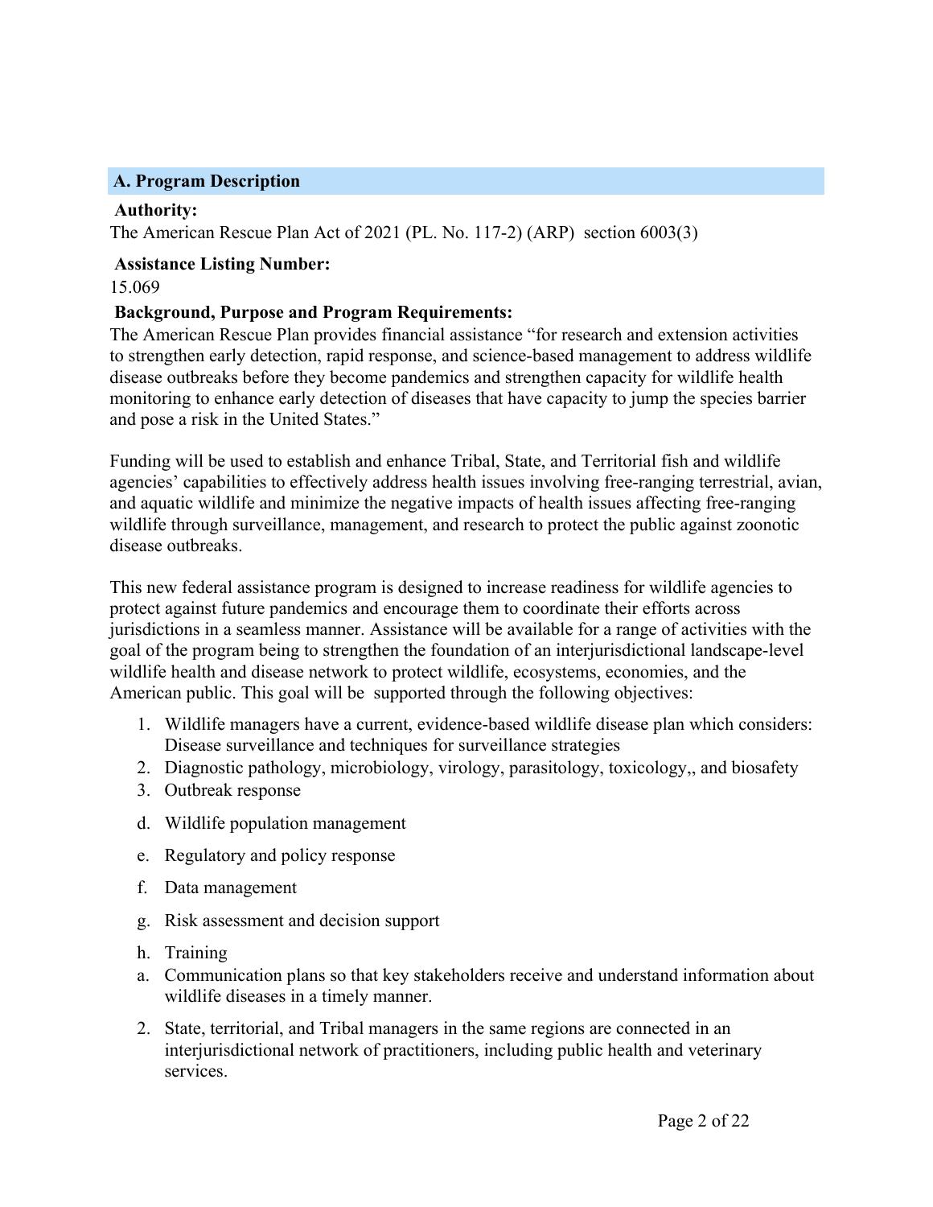## A. Program Description

**Authority:**

The American Rescue Plan Act of 2021 (PL. No. 117-2) (ARP) section 6003(3)

**Assistance Listing Number:**

15.069

**Background, Purpose and Program Requirements:**

The American Rescue Plan provides financial assistance "for research and extension activities to strengthen early detection, rapid response, and science-based management to address wildlife disease outbreaks before they become pandemics and strengthen capacity for wildlife health monitoring to enhance early detection of diseases that have capacity to jump the species barrier and pose a risk in the United States."

Funding will be used to establish and enhance Tribal, State, and Territorial fish and wildlife agencies' capabilities to effectively address health issues involving free-ranging terrestrial, avian, and aquatic wildlife and minimize the negative impacts of health issues affecting free-ranging wildlife through surveillance, management, and research to protect the public against zoonotic disease outbreaks.

This new federal assistance program is designed to increase readiness for wildlife agencies to protect against future pandemics and encourage them to coordinate their efforts across jurisdictions in a seamless manner. Assistance will be available for a range of activities with the goal of the program being to strengthen the foundation of an interjurisdictional landscape-level wildlife health and disease network to protect wildlife, ecosystems, economies, and the American public. This goal will be supported through the following objectives:

1. Wildlife managers have a current, evidence-based wildlife disease plan which considers: Disease surveillance and techniques for surveillance strategies
2. Diagnostic pathology, microbiology, virology, parasitology, toxicology,, and biosafety
3. Outbreak response

d. Wildlife population management

e. Regulatory and policy response

f. Data management

g. Risk assessment and decision support

h. Training

a. Communication plans so that key stakeholders receive and understand information about wildlife diseases in a timely manner.

2. State, territorial, and Tribal managers in the same regions are connected in an interjurisdictional network of practitioners, including public health and veterinary services.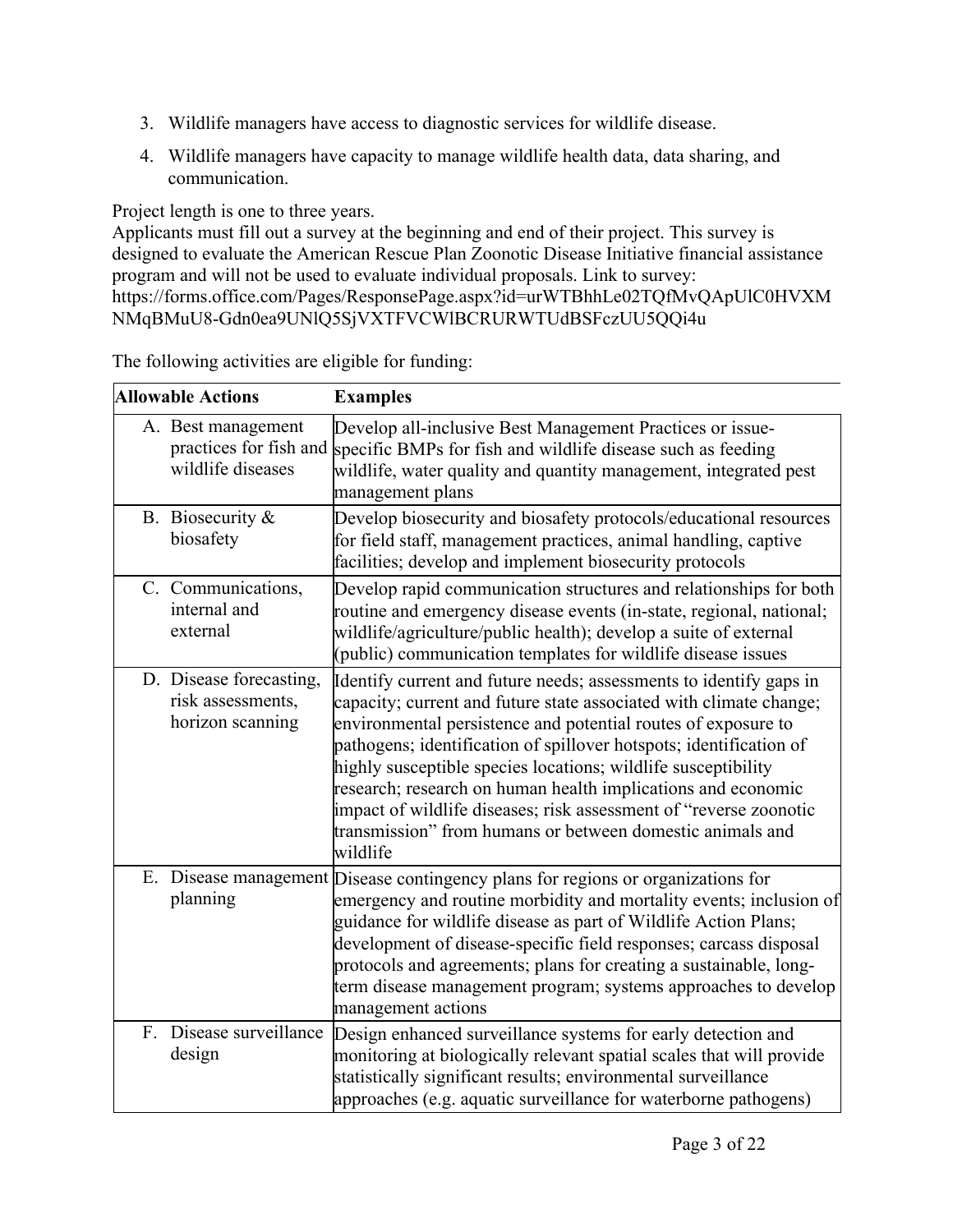3. Wildlife managers have access to diagnostic services for wildlife disease.
4. Wildlife managers have capacity to manage wildlife health data, data sharing, and communication.

Project length is one to three years.
Applicants must fill out a survey at the beginning and end of their project. This survey is designed to evaluate the American Rescue Plan Zoonotic Disease Initiative financial assistance program and will not be used to evaluate individual proposals. Link to survey: https://forms.office.com/Pages/ResponsePage.aspx?id=urWTBhhLe02TQfMvQApUlC0HVXMNMqBMuU8-Gdn0ea9UNlQ5SjVXTFVCWlBCRURWTUdBSFczUU5QQi4u

The following activities are eligible for funding:

| Allowable Actions | Examples |
|---|---|
| A. Best management practices for fish and wildlife diseases | Develop all-inclusive Best Management Practices or issue-specific BMPs for fish and wildlife disease such as feeding wildlife, water quality and quantity management, integrated pest management plans |
| B. Biosecurity & biosafety | Develop biosecurity and biosafety protocols/educational resources for field staff, management practices, animal handling, captive facilities; develop and implement biosecurity protocols |
| C. Communications, internal and external | Develop rapid communication structures and relationships for both routine and emergency disease events (in-state, regional, national; wildlife/agriculture/public health); develop a suite of external (public) communication templates for wildlife disease issues |
| D. Disease forecasting, risk assessments, horizon scanning | Identify current and future needs; assessments to identify gaps in capacity; current and future state associated with climate change; environmental persistence and potential routes of exposure to pathogens; identification of spillover hotspots; identification of highly susceptible species locations; wildlife susceptibility research; research on human health implications and economic impact of wildlife diseases; risk assessment of "reverse zoonotic transmission" from humans or between domestic animals and wildlife |
| E. Disease management planning | Disease contingency plans for regions or organizations for emergency and routine morbidity and mortality events; inclusion of guidance for wildlife disease as part of Wildlife Action Plans; development of disease-specific field responses; carcass disposal protocols and agreements; plans for creating a sustainable, long-term disease management program; systems approaches to develop management actions |
| F. Disease surveillance design | Design enhanced surveillance systems for early detection and monitoring at biologically relevant spatial scales that will provide statistically significant results; environmental surveillance approaches (e.g. aquatic surveillance for waterborne pathogens) |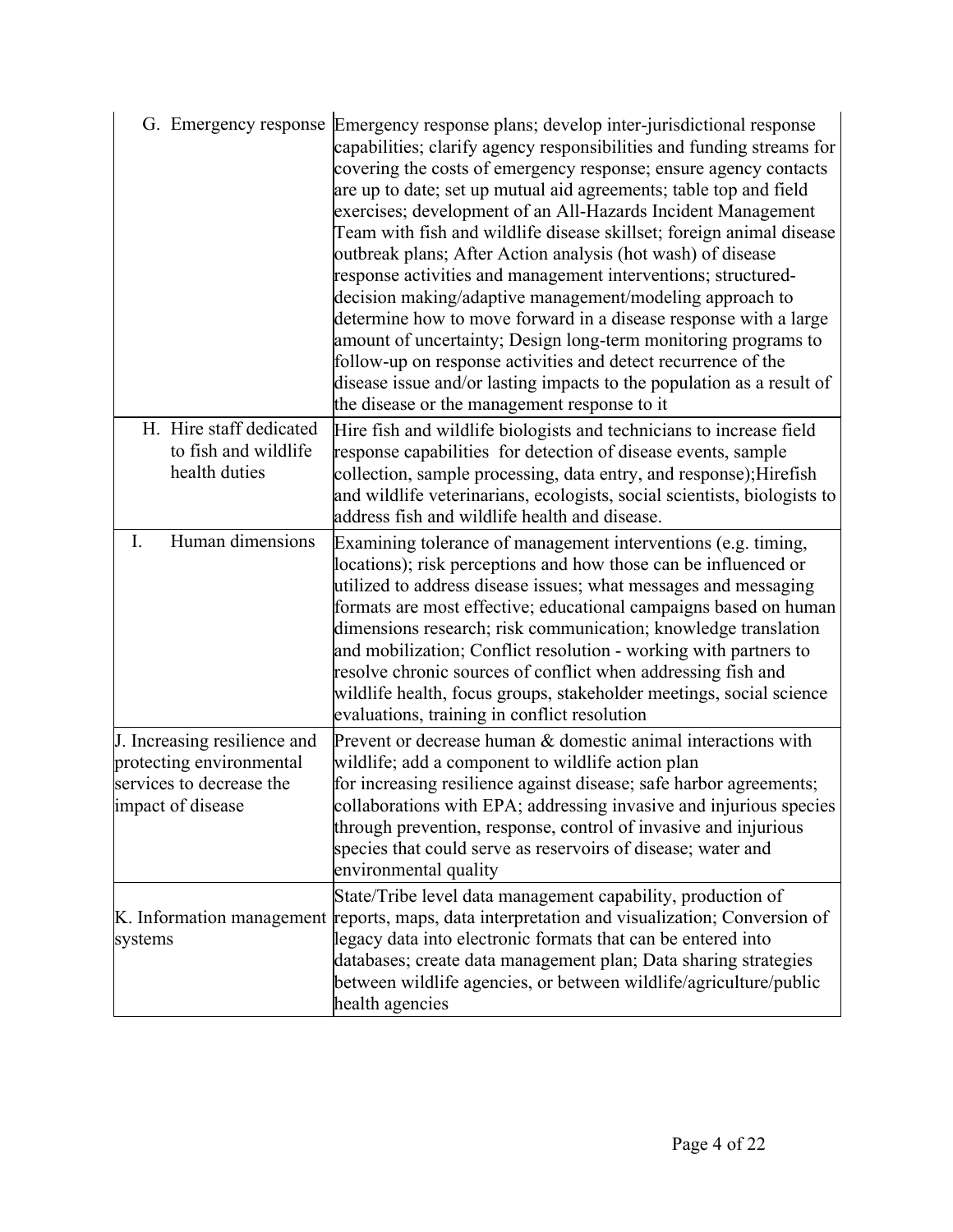| | |
|---|---|
| G. Emergency response | Emergency response plans; develop inter-jurisdictional response capabilities; clarify agency responsibilities and funding streams for covering the costs of emergency response; ensure agency contacts are up to date; set up mutual aid agreements; table top and field exercises; development of an All-Hazards Incident Management Team with fish and wildlife disease skillset; foreign animal disease outbreak plans; After Action analysis (hot wash) of disease response activities and management interventions; structured-decision making/adaptive management/modeling approach to determine how to move forward in a disease response with a large amount of uncertainty; Design long-term monitoring programs to follow-up on response activities and detect recurrence of the disease issue and/or lasting impacts to the population as a result of the disease or the management response to it |
| H. Hire staff dedicated to fish and wildlife health duties | Hire fish and wildlife biologists and technicians to increase field response capabilities for detection of disease events, sample collection, sample processing, data entry, and response);Hirefish and wildlife veterinarians, ecologists, social scientists, biologists to address fish and wildlife health and disease. |
| I. Human dimensions | Examining tolerance of management interventions (e.g. timing, locations); risk perceptions and how those can be influenced or utilized to address disease issues; what messages and messaging formats are most effective; educational campaigns based on human dimensions research; risk communication; knowledge translation and mobilization; Conflict resolution - working with partners to resolve chronic sources of conflict when addressing fish and wildlife health, focus groups, stakeholder meetings, social science evaluations, training in conflict resolution |
| J. Increasing resilience and protecting environmental services to decrease the impact of disease | Prevent or decrease human & domestic animal interactions with wildlife; add a component to wildlife action plan for increasing resilience against disease; safe harbor agreements; collaborations with EPA; addressing invasive and injurious species through prevention, response, control of invasive and injurious species that could serve as reservoirs of disease; water and environmental quality |
| K. Information management systems | State/Tribe level data management capability, production of reports, maps, data interpretation and visualization; Conversion of legacy data into electronic formats that can be entered into databases; create data management plan; Data sharing strategies between wildlife agencies, or between wildlife/agriculture/public health agencies |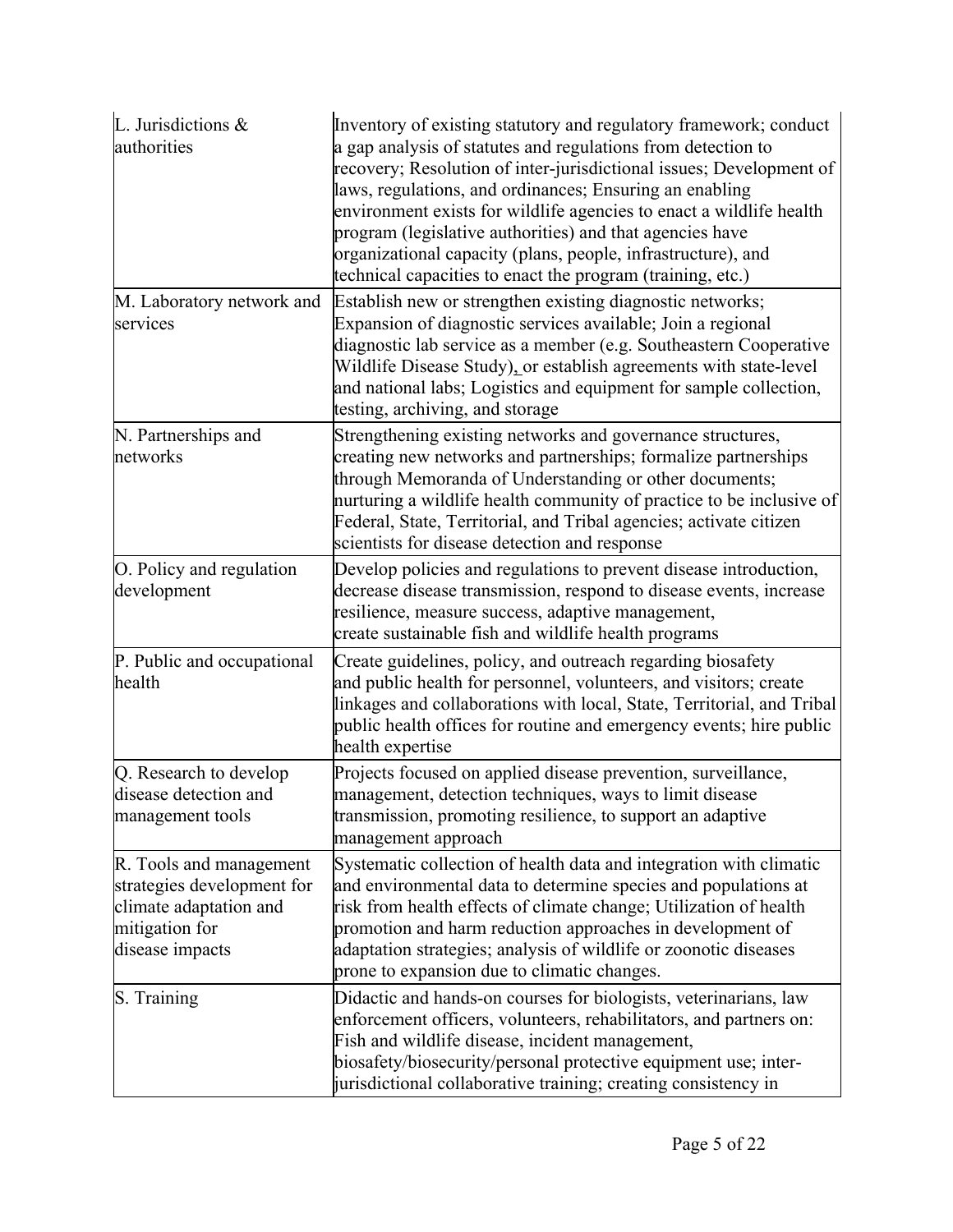| | |
|---|---|
| L. Jurisdictions & authorities | Inventory of existing statutory and regulatory framework; conduct a gap analysis of statutes and regulations from detection to recovery; Resolution of inter-jurisdictional issues; Development of laws, regulations, and ordinances; Ensuring an enabling environment exists for wildlife agencies to enact a wildlife health program (legislative authorities) and that agencies have organizational capacity (plans, people, infrastructure), and technical capacities to enact the program (training, etc.) |
| M. Laboratory network and services | Establish new or strengthen existing diagnostic networks; Expansion of diagnostic services available; Join a regional diagnostic lab service as a member (e.g. Southeastern Cooperative Wildlife Disease Study), or establish agreements with state-level and national labs; Logistics and equipment for sample collection, testing, archiving, and storage |
| N. Partnerships and networks | Strengthening existing networks and governance structures, creating new networks and partnerships; formalize partnerships through Memoranda of Understanding or other documents; nurturing a wildlife health community of practice to be inclusive of Federal, State, Territorial, and Tribal agencies; activate citizen scientists for disease detection and response |
| O. Policy and regulation development | Develop policies and regulations to prevent disease introduction, decrease disease transmission, respond to disease events, increase resilience, measure success, adaptive management, create sustainable fish and wildlife health programs |
| P. Public and occupational health | Create guidelines, policy, and outreach regarding biosafety and public health for personnel, volunteers, and visitors; create linkages and collaborations with local, State, Territorial, and Tribal public health offices for routine and emergency events; hire public health expertise |
| Q. Research to develop disease detection and management tools | Projects focused on applied disease prevention, surveillance, management, detection techniques, ways to limit disease transmission, promoting resilience, to support an adaptive management approach |
| R. Tools and management strategies development for climate adaptation and mitigation for disease impacts | Systematic collection of health data and integration with climatic and environmental data to determine species and populations at risk from health effects of climate change; Utilization of health promotion and harm reduction approaches in development of adaptation strategies; analysis of wildlife or zoonotic diseases prone to expansion due to climatic changes. |
| S. Training | Didactic and hands-on courses for biologists, veterinarians, law enforcement officers, volunteers, rehabilitators, and partners on: Fish and wildlife disease, incident management, biosafety/biosecurity/personal protective equipment use; inter-jurisdictional collaborative training; creating consistency in |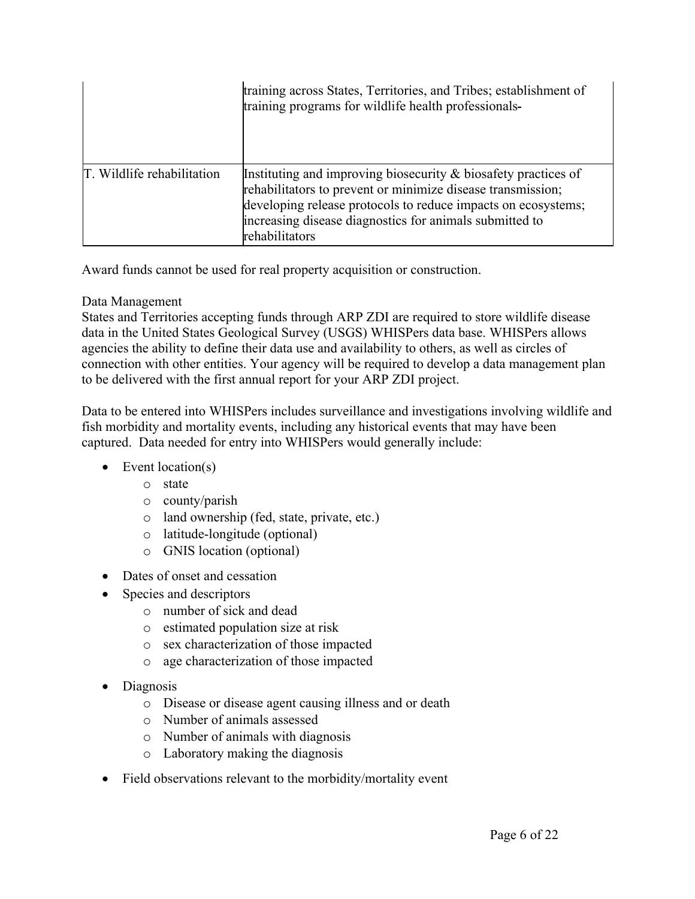| | |
|---|---|
| | training across States, Territories, and Tribes; establishment of training programs for wildlife health professionals- |
| T. Wildlife rehabilitation | Instituting and improving biosecurity & biosafety practices of rehabilitators to prevent or minimize disease transmission; developing release protocols to reduce impacts on ecosystems; increasing disease diagnostics for animals submitted to rehabilitators |

Award funds cannot be used for real property acquisition or construction.

Data Management

States and Territories accepting funds through ARP ZDI are required to store wildlife disease data in the United States Geological Survey (USGS) WHISPers data base. WHISPers allows agencies the ability to define their data use and availability to others, as well as circles of connection with other entities. Your agency will be required to develop a data management plan to be delivered with the first annual report for your ARP ZDI project.

Data to be entered into WHISPers includes surveillance and investigations involving wildlife and fish morbidity and mortality events, including any historical events that may have been captured. Data needed for entry into WHISPers would generally include:

- Event location(s)
  - state
  - county/parish
  - land ownership (fed, state, private, etc.)
  - latitude-longitude (optional)
  - GNIS location (optional)
- Dates of onset and cessation
- Species and descriptors
  - number of sick and dead
  - estimated population size at risk
  - sex characterization of those impacted
  - age characterization of those impacted
- Diagnosis
  - Disease or disease agent causing illness and or death
  - Number of animals assessed
  - Number of animals with diagnosis
  - Laboratory making the diagnosis
- Field observations relevant to the morbidity/mortality event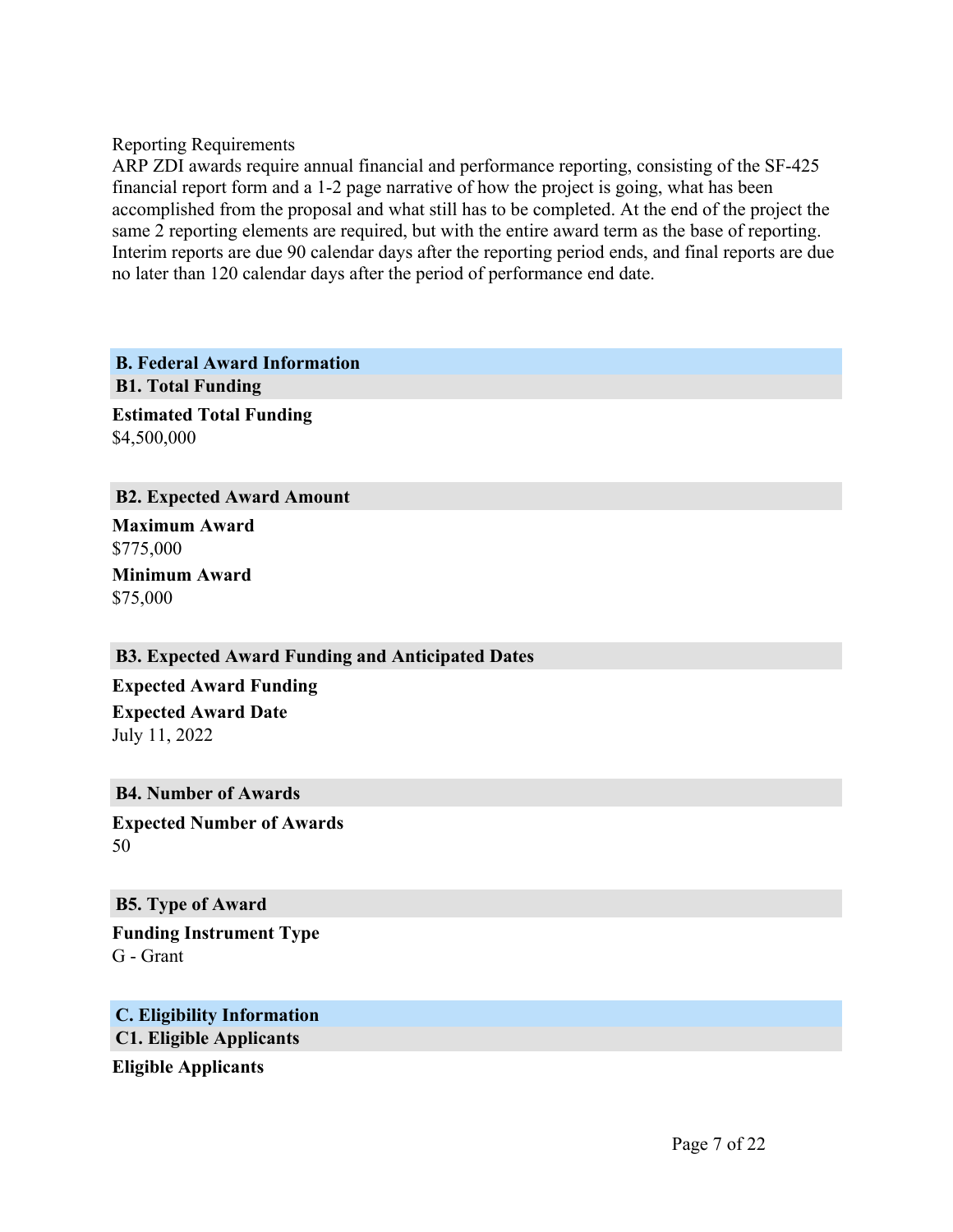Reporting Requirements

ARP ZDI awards require annual financial and performance reporting, consisting of the SF-425 financial report form and a 1-2 page narrative of how the project is going, what has been accomplished from the proposal and what still has to be completed. At the end of the project the same 2 reporting elements are required, but with the entire award term as the base of reporting. Interim reports are due 90 calendar days after the reporting period ends, and final reports are due no later than 120 calendar days after the period of performance end date.

## B. Federal Award Information

### B1. Total Funding

**Estimated Total Funding**

$4,500,000

### B2. Expected Award Amount

**Maximum Award**

$775,000

**Minimum Award**

$75,000

### B3. Expected Award Funding and Anticipated Dates

**Expected Award Funding**

**Expected Award Date**

July 11, 2022

### B4. Number of Awards

**Expected Number of Awards**

50

### B5. Type of Award

**Funding Instrument Type**

G - Grant

## C. Eligibility Information

### C1. Eligible Applicants

**Eligible Applicants**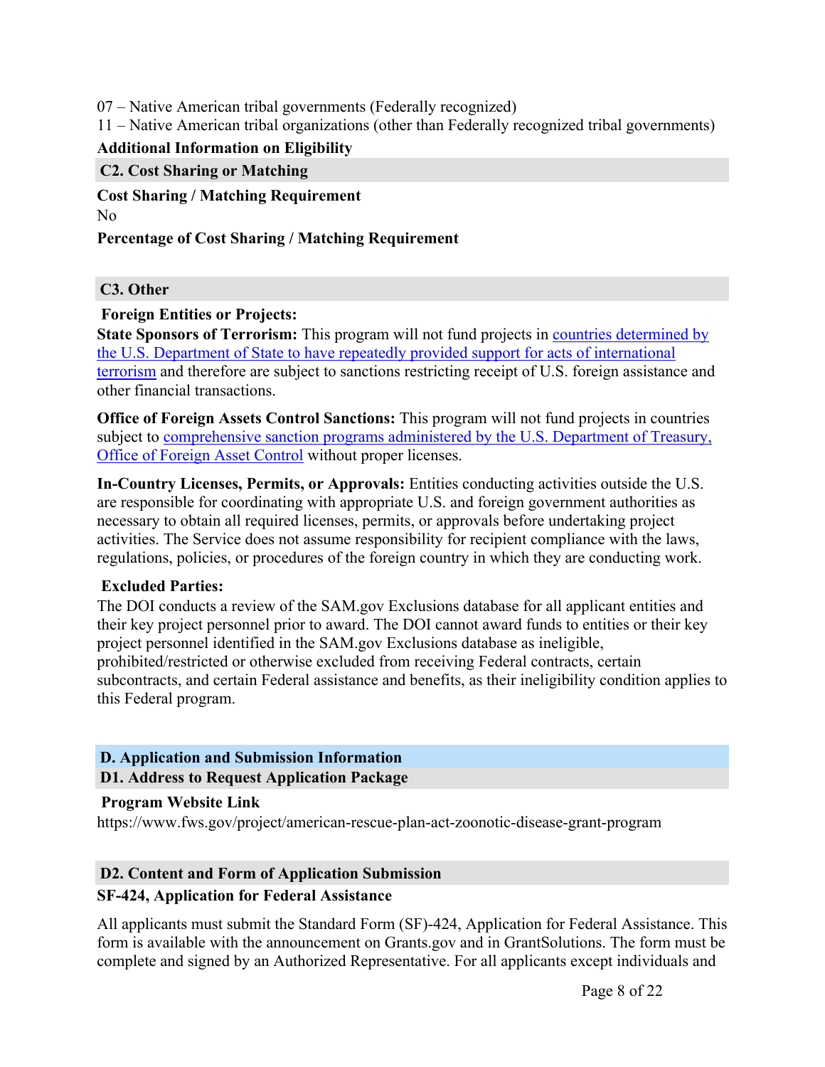07 – Native American tribal governments (Federally recognized)
11 – Native American tribal organizations (other than Federally recognized tribal governments)

**Additional Information on Eligibility**

### C2. Cost Sharing or Matching

**Cost Sharing / Matching Requirement**

No

**Percentage of Cost Sharing / Matching Requirement**

### C3. Other

**Foreign Entities or Projects:**

**State Sponsors of Terrorism:** This program will not fund projects in countries determined by the U.S. Department of State to have repeatedly provided support for acts of international terrorism and therefore are subject to sanctions restricting receipt of U.S. foreign assistance and other financial transactions.

**Office of Foreign Assets Control Sanctions:** This program will not fund projects in countries subject to comprehensive sanction programs administered by the U.S. Department of Treasury, Office of Foreign Asset Control without proper licenses.

**In-Country Licenses, Permits, or Approvals:** Entities conducting activities outside the U.S. are responsible for coordinating with appropriate U.S. and foreign government authorities as necessary to obtain all required licenses, permits, or approvals before undertaking project activities. The Service does not assume responsibility for recipient compliance with the laws, regulations, policies, or procedures of the foreign country in which they are conducting work.

**Excluded Parties:**

The DOI conducts a review of the SAM.gov Exclusions database for all applicant entities and their key project personnel prior to award. The DOI cannot award funds to entities or their key project personnel identified in the SAM.gov Exclusions database as ineligible, prohibited/restricted or otherwise excluded from receiving Federal contracts, certain subcontracts, and certain Federal assistance and benefits, as their ineligibility condition applies to this Federal program.

## D. Application and Submission Information

### D1. Address to Request Application Package

**Program Website Link**

https://www.fws.gov/project/american-rescue-plan-act-zoonotic-disease-grant-program

### D2. Content and Form of Application Submission

**SF-424, Application for Federal Assistance**

All applicants must submit the Standard Form (SF)-424, Application for Federal Assistance. This form is available with the announcement on Grants.gov and in GrantSolutions. The form must be complete and signed by an Authorized Representative. For all applicants except individuals and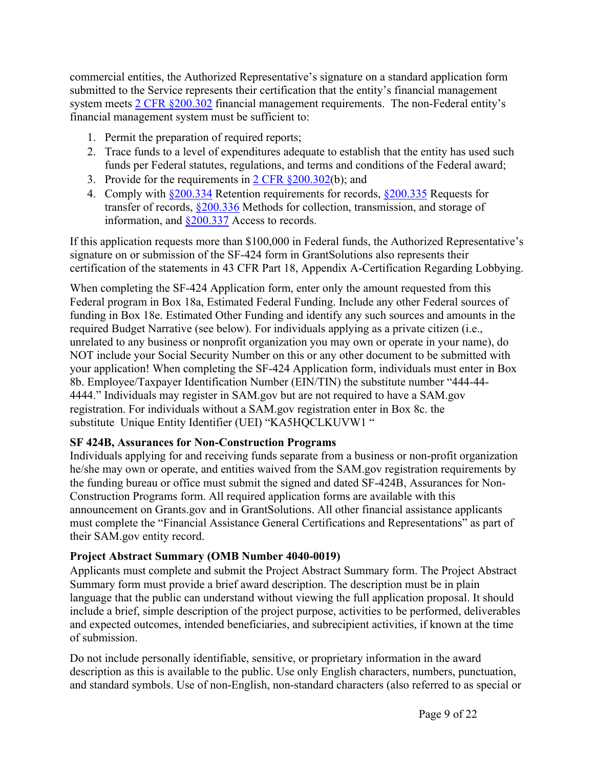commercial entities, the Authorized Representative's signature on a standard application form submitted to the Service represents their certification that the entity's financial management system meets 2 CFR §200.302 financial management requirements. The non-Federal entity's financial management system must be sufficient to:

1. Permit the preparation of required reports;
2. Trace funds to a level of expenditures adequate to establish that the entity has used such funds per Federal statutes, regulations, and terms and conditions of the Federal award;
3. Provide for the requirements in 2 CFR §200.302(b); and
4. Comply with §200.334 Retention requirements for records, §200.335 Requests for transfer of records, §200.336 Methods for collection, transmission, and storage of information, and §200.337 Access to records.

If this application requests more than $100,000 in Federal funds, the Authorized Representative's signature on or submission of the SF-424 form in GrantSolutions also represents their certification of the statements in 43 CFR Part 18, Appendix A-Certification Regarding Lobbying.

When completing the SF-424 Application form, enter only the amount requested from this Federal program in Box 18a, Estimated Federal Funding. Include any other Federal sources of funding in Box 18e. Estimated Other Funding and identify any such sources and amounts in the required Budget Narrative (see below). For individuals applying as a private citizen (i.e., unrelated to any business or nonprofit organization you may own or operate in your name), do NOT include your Social Security Number on this or any other document to be submitted with your application! When completing the SF-424 Application form, individuals must enter in Box 8b. Employee/Taxpayer Identification Number (EIN/TIN) the substitute number "444-44-4444." Individuals may register in SAM.gov but are not required to have a SAM.gov registration. For individuals without a SAM.gov registration enter in Box 8c. the substitute Unique Entity Identifier (UEI) "KA5HQCLKUVW1 "

**SF 424B, Assurances for Non-Construction Programs**

Individuals applying for and receiving funds separate from a business or non-profit organization he/she may own or operate, and entities waived from the SAM.gov registration requirements by the funding bureau or office must submit the signed and dated SF-424B, Assurances for Non-Construction Programs form. All required application forms are available with this announcement on Grants.gov and in GrantSolutions. All other financial assistance applicants must complete the "Financial Assistance General Certifications and Representations" as part of their SAM.gov entity record.

**Project Abstract Summary (OMB Number 4040-0019)**

Applicants must complete and submit the Project Abstract Summary form. The Project Abstract Summary form must provide a brief award description. The description must be in plain language that the public can understand without viewing the full application proposal. It should include a brief, simple description of the project purpose, activities to be performed, deliverables and expected outcomes, intended beneficiaries, and subrecipient activities, if known at the time of submission.

Do not include personally identifiable, sensitive, or proprietary information in the award description as this is available to the public. Use only English characters, numbers, punctuation, and standard symbols. Use of non-English, non-standard characters (also referred to as special or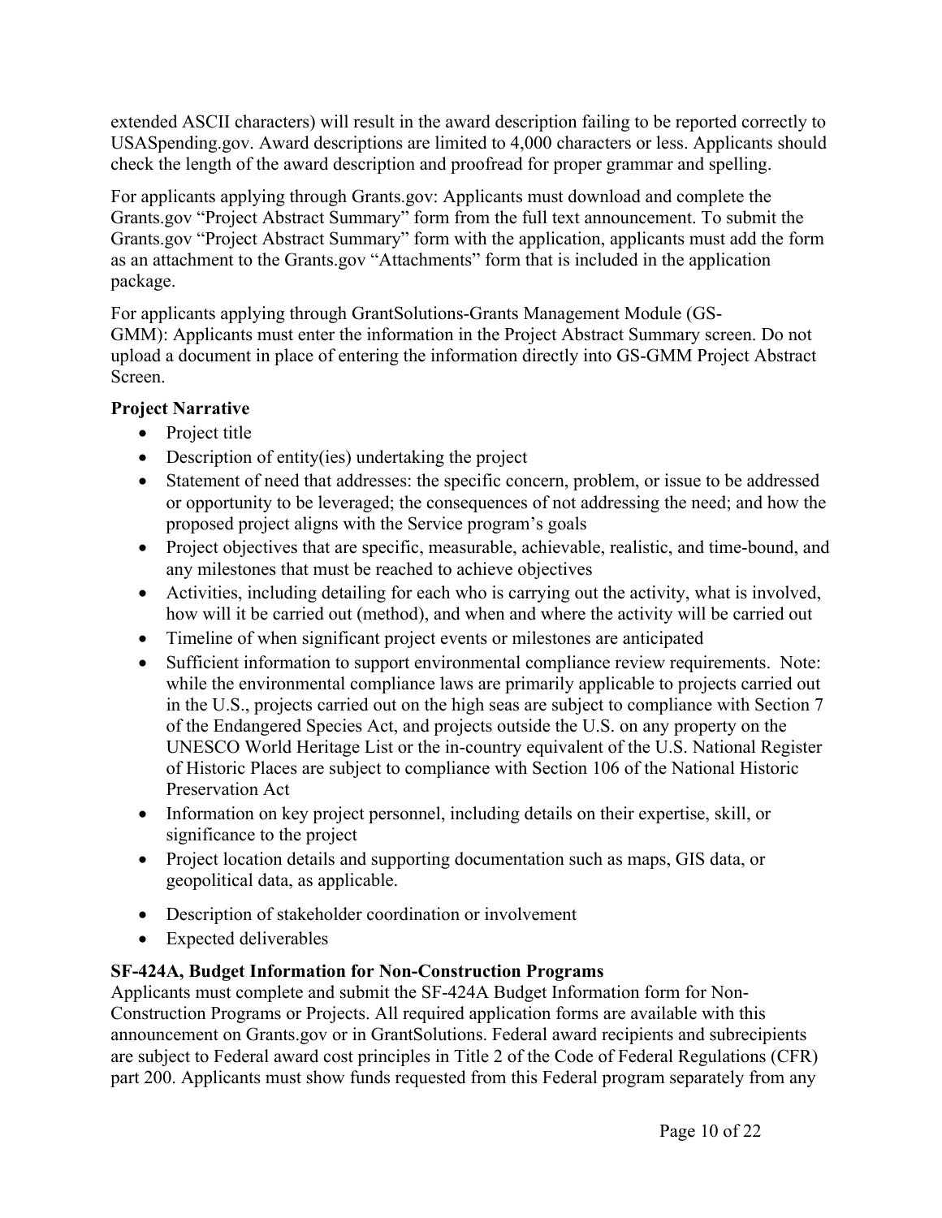extended ASCII characters) will result in the award description failing to be reported correctly to USASpending.gov. Award descriptions are limited to 4,000 characters or less. Applicants should check the length of the award description and proofread for proper grammar and spelling.

For applicants applying through Grants.gov: Applicants must download and complete the Grants.gov "Project Abstract Summary" form from the full text announcement. To submit the Grants.gov "Project Abstract Summary" form with the application, applicants must add the form as an attachment to the Grants.gov "Attachments" form that is included in the application package.

For applicants applying through GrantSolutions-Grants Management Module (GS-GMM): Applicants must enter the information in the Project Abstract Summary screen. Do not upload a document in place of entering the information directly into GS-GMM Project Abstract Screen.

**Project Narrative**

- Project title
- Description of entity(ies) undertaking the project
- Statement of need that addresses: the specific concern, problem, or issue to be addressed or opportunity to be leveraged; the consequences of not addressing the need; and how the proposed project aligns with the Service program's goals
- Project objectives that are specific, measurable, achievable, realistic, and time-bound, and any milestones that must be reached to achieve objectives
- Activities, including detailing for each who is carrying out the activity, what is involved, how will it be carried out (method), and when and where the activity will be carried out
- Timeline of when significant project events or milestones are anticipated
- Sufficient information to support environmental compliance review requirements. Note: while the environmental compliance laws are primarily applicable to projects carried out in the U.S., projects carried out on the high seas are subject to compliance with Section 7 of the Endangered Species Act, and projects outside the U.S. on any property on the UNESCO World Heritage List or the in-country equivalent of the U.S. National Register of Historic Places are subject to compliance with Section 106 of the National Historic Preservation Act
- Information on key project personnel, including details on their expertise, skill, or significance to the project
- Project location details and supporting documentation such as maps, GIS data, or geopolitical data, as applicable.
- Description of stakeholder coordination or involvement
- Expected deliverables

**SF-424A, Budget Information for Non-Construction Programs**

Applicants must complete and submit the SF-424A Budget Information form for Non-Construction Programs or Projects. All required application forms are available with this announcement on Grants.gov or in GrantSolutions. Federal award recipients and subrecipients are subject to Federal award cost principles in Title 2 of the Code of Federal Regulations (CFR) part 200. Applicants must show funds requested from this Federal program separately from any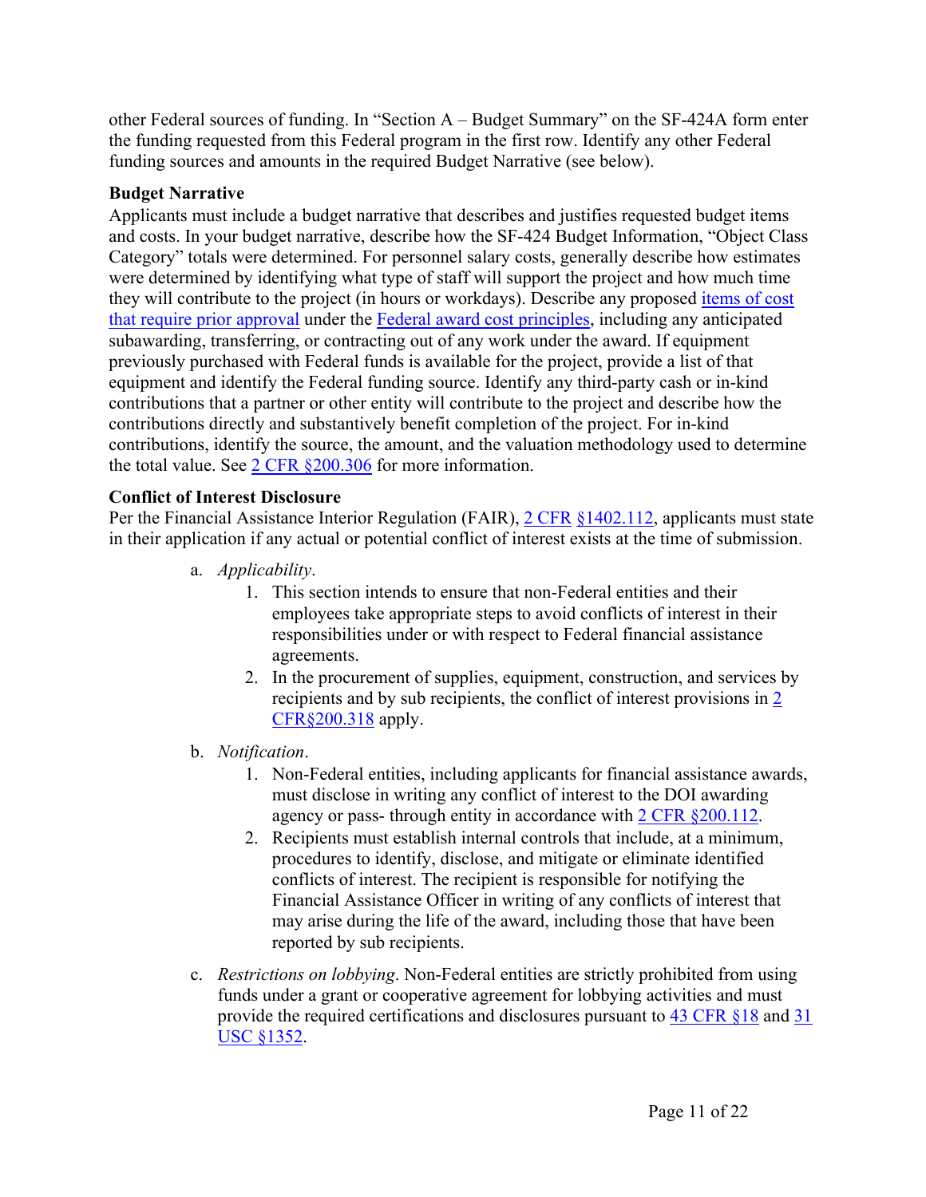other Federal sources of funding. In "Section A – Budget Summary" on the SF-424A form enter the funding requested from this Federal program in the first row. Identify any other Federal funding sources and amounts in the required Budget Narrative (see below).

**Budget Narrative**

Applicants must include a budget narrative that describes and justifies requested budget items and costs. In your budget narrative, describe how the SF-424 Budget Information, "Object Class Category" totals were determined. For personnel salary costs, generally describe how estimates were determined by identifying what type of staff will support the project and how much time they will contribute to the project (in hours or workdays). Describe any proposed items of cost that require prior approval under the Federal award cost principles, including any anticipated subawarding, transferring, or contracting out of any work under the award. If equipment previously purchased with Federal funds is available for the project, provide a list of that equipment and identify the Federal funding source. Identify any third-party cash or in-kind contributions that a partner or other entity will contribute to the project and describe how the contributions directly and substantively benefit completion of the project. For in-kind contributions, identify the source, the amount, and the valuation methodology used to determine the total value. See 2 CFR §200.306 for more information.

**Conflict of Interest Disclosure**

Per the Financial Assistance Interior Regulation (FAIR), 2 CFR §1402.112, applicants must state in their application if any actual or potential conflict of interest exists at the time of submission.

a. *Applicability*.
    1. This section intends to ensure that non-Federal entities and their employees take appropriate steps to avoid conflicts of interest in their responsibilities under or with respect to Federal financial assistance agreements.
    2. In the procurement of supplies, equipment, construction, and services by recipients and by sub recipients, the conflict of interest provisions in 2 CFR§200.318 apply.

b. *Notification*.
    1. Non-Federal entities, including applicants for financial assistance awards, must disclose in writing any conflict of interest to the DOI awarding agency or pass- through entity in accordance with 2 CFR §200.112.
    2. Recipients must establish internal controls that include, at a minimum, procedures to identify, disclose, and mitigate or eliminate identified conflicts of interest. The recipient is responsible for notifying the Financial Assistance Officer in writing of any conflicts of interest that may arise during the life of the award, including those that have been reported by sub recipients.

c. *Restrictions on lobbying*. Non-Federal entities are strictly prohibited from using funds under a grant or cooperative agreement for lobbying activities and must provide the required certifications and disclosures pursuant to 43 CFR §18 and 31 USC §1352.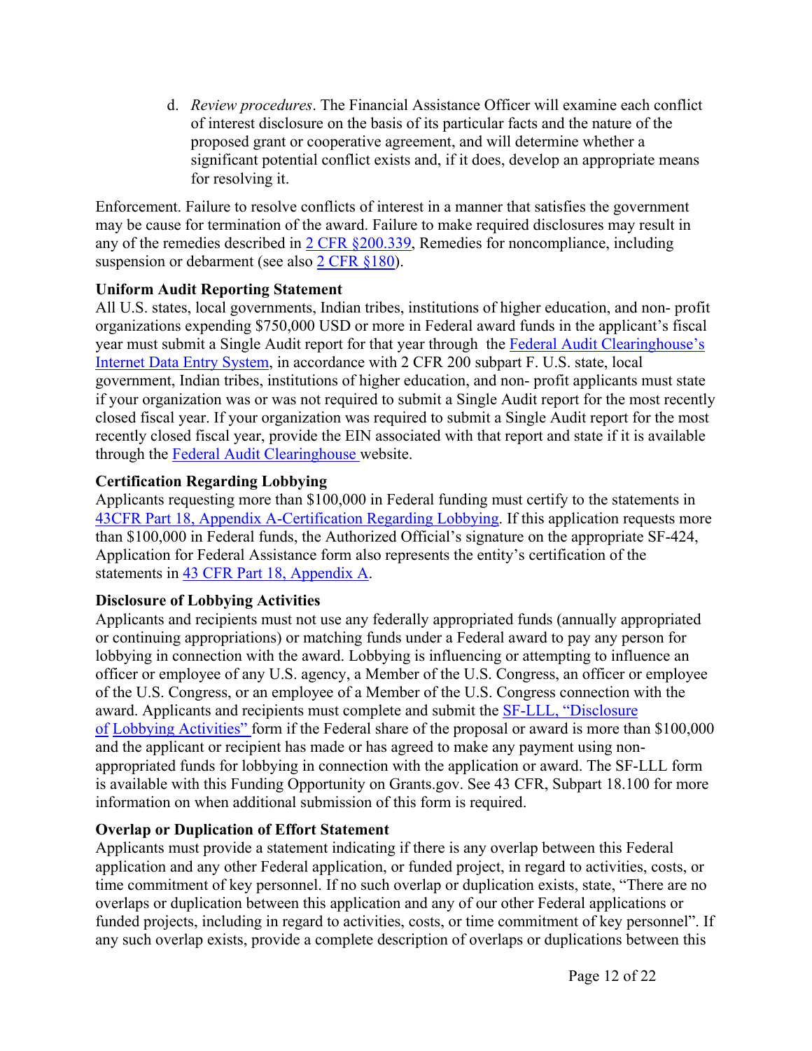d. *Review procedures*. The Financial Assistance Officer will examine each conflict of interest disclosure on the basis of its particular facts and the nature of the proposed grant or cooperative agreement, and will determine whether a significant potential conflict exists and, if it does, develop an appropriate means for resolving it.

Enforcement. Failure to resolve conflicts of interest in a manner that satisfies the government may be cause for termination of the award. Failure to make required disclosures may result in any of the remedies described in [2 CFR §200.339](), Remedies for noncompliance, including suspension or debarment (see also [2 CFR §180]()).

**Uniform Audit Reporting Statement**

All U.S. states, local governments, Indian tribes, institutions of higher education, and non- profit organizations expending $750,000 USD or more in Federal award funds in the applicant's fiscal year must submit a Single Audit report for that year through the [Federal Audit Clearinghouse's Internet Data Entry System](), in accordance with 2 CFR 200 subpart F. U.S. state, local government, Indian tribes, institutions of higher education, and non- profit applicants must state if your organization was or was not required to submit a Single Audit report for the most recently closed fiscal year. If your organization was required to submit a Single Audit report for the most recently closed fiscal year, provide the EIN associated with that report and state if it is available through the [Federal Audit Clearinghouse]() website.

**Certification Regarding Lobbying**

Applicants requesting more than $100,000 in Federal funding must certify to the statements in [43CFR Part 18, Appendix A-Certification Regarding Lobbying](). If this application requests more than $100,000 in Federal funds, the Authorized Official's signature on the appropriate SF-424, Application for Federal Assistance form also represents the entity's certification of the statements in [43 CFR Part 18, Appendix A]().

**Disclosure of Lobbying Activities**

Applicants and recipients must not use any federally appropriated funds (annually appropriated or continuing appropriations) or matching funds under a Federal award to pay any person for lobbying in connection with the award. Lobbying is influencing or attempting to influence an officer or employee of any U.S. agency, a Member of the U.S. Congress, an officer or employee of the U.S. Congress, or an employee of a Member of the U.S. Congress connection with the award. Applicants and recipients must complete and submit the [SF-LLL, "Disclosure of Lobbying Activities"]() form if the Federal share of the proposal or award is more than $100,000 and the applicant or recipient has made or has agreed to make any payment using non-appropriated funds for lobbying in connection with the application or award. The SF-LLL form is available with this Funding Opportunity on Grants.gov. See 43 CFR, Subpart 18.100 for more information on when additional submission of this form is required.

**Overlap or Duplication of Effort Statement**

Applicants must provide a statement indicating if there is any overlap between this Federal application and any other Federal application, or funded project, in regard to activities, costs, or time commitment of key personnel. If no such overlap or duplication exists, state, "There are no overlaps or duplication between this application and any of our other Federal applications or funded projects, including in regard to activities, costs, or time commitment of key personnel". If any such overlap exists, provide a complete description of overlaps or duplications between this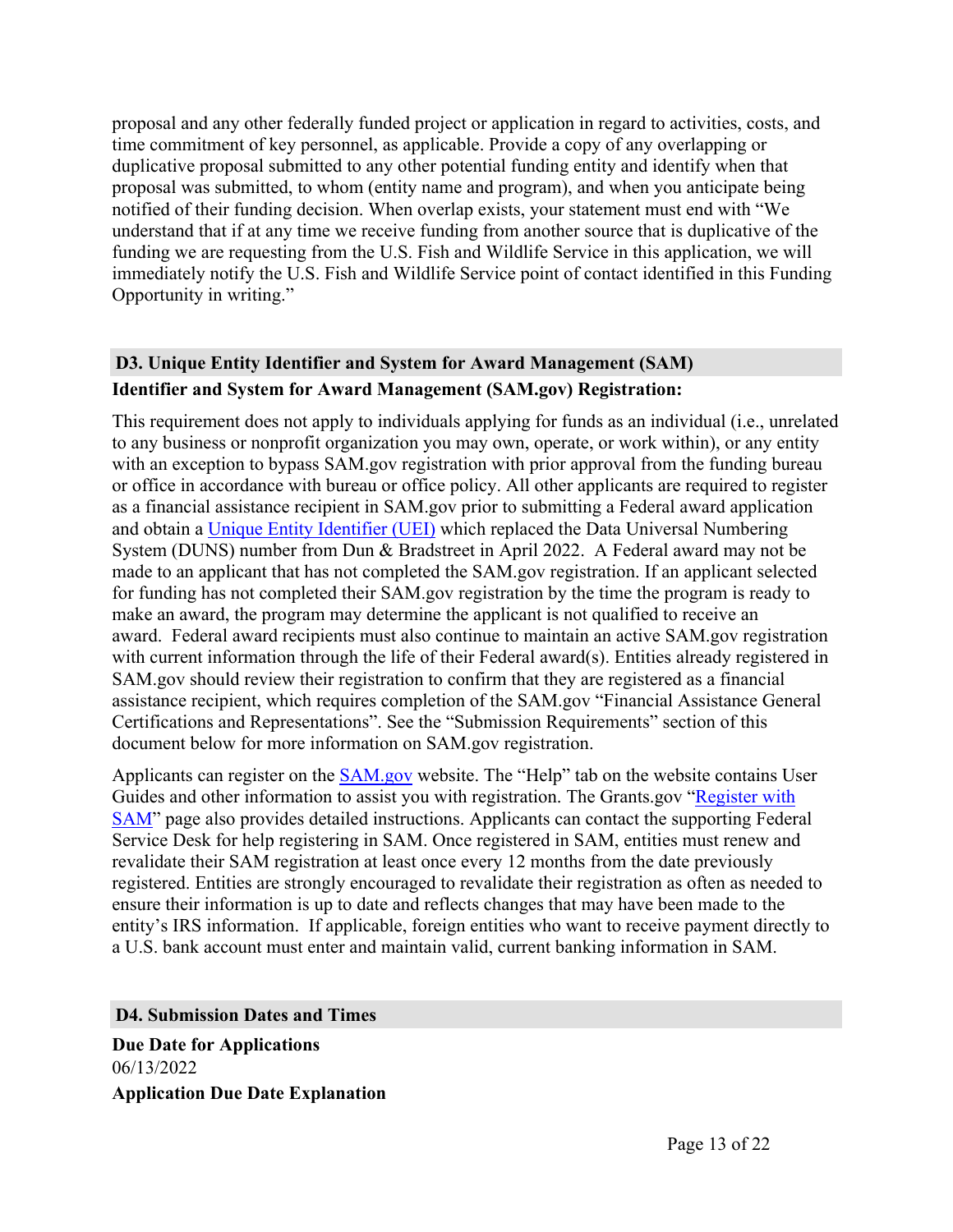proposal and any other federally funded project or application in regard to activities, costs, and time commitment of key personnel, as applicable. Provide a copy of any overlapping or duplicative proposal submitted to any other potential funding entity and identify when that proposal was submitted, to whom (entity name and program), and when you anticipate being notified of their funding decision. When overlap exists, your statement must end with "We understand that if at any time we receive funding from another source that is duplicative of the funding we are requesting from the U.S. Fish and Wildlife Service in this application, we will immediately notify the U.S. Fish and Wildlife Service point of contact identified in this Funding Opportunity in writing."

## D3. Unique Entity Identifier and System for Award Management (SAM)

**Identifier and System for Award Management (SAM.gov) Registration:**

This requirement does not apply to individuals applying for funds as an individual (i.e., unrelated to any business or nonprofit organization you may own, operate, or work within), or any entity with an exception to bypass SAM.gov registration with prior approval from the funding bureau or office in accordance with bureau or office policy. All other applicants are required to register as a financial assistance recipient in SAM.gov prior to submitting a Federal award application and obtain a Unique Entity Identifier (UEI) which replaced the Data Universal Numbering System (DUNS) number from Dun & Bradstreet in April 2022. A Federal award may not be made to an applicant that has not completed the SAM.gov registration. If an applicant selected for funding has not completed their SAM.gov registration by the time the program is ready to make an award, the program may determine the applicant is not qualified to receive an award. Federal award recipients must also continue to maintain an active SAM.gov registration with current information through the life of their Federal award(s). Entities already registered in SAM.gov should review their registration to confirm that they are registered as a financial assistance recipient, which requires completion of the SAM.gov "Financial Assistance General Certifications and Representations". See the "Submission Requirements" section of this document below for more information on SAM.gov registration.

Applicants can register on the SAM.gov website. The "Help" tab on the website contains User Guides and other information to assist you with registration. The Grants.gov "Register with SAM" page also provides detailed instructions. Applicants can contact the supporting Federal Service Desk for help registering in SAM. Once registered in SAM, entities must renew and revalidate their SAM registration at least once every 12 months from the date previously registered. Entities are strongly encouraged to revalidate their registration as often as needed to ensure their information is up to date and reflects changes that may have been made to the entity's IRS information. If applicable, foreign entities who want to receive payment directly to a U.S. bank account must enter and maintain valid, current banking information in SAM.

## D4. Submission Dates and Times

**Due Date for Applications**

06/13/2022

**Application Due Date Explanation**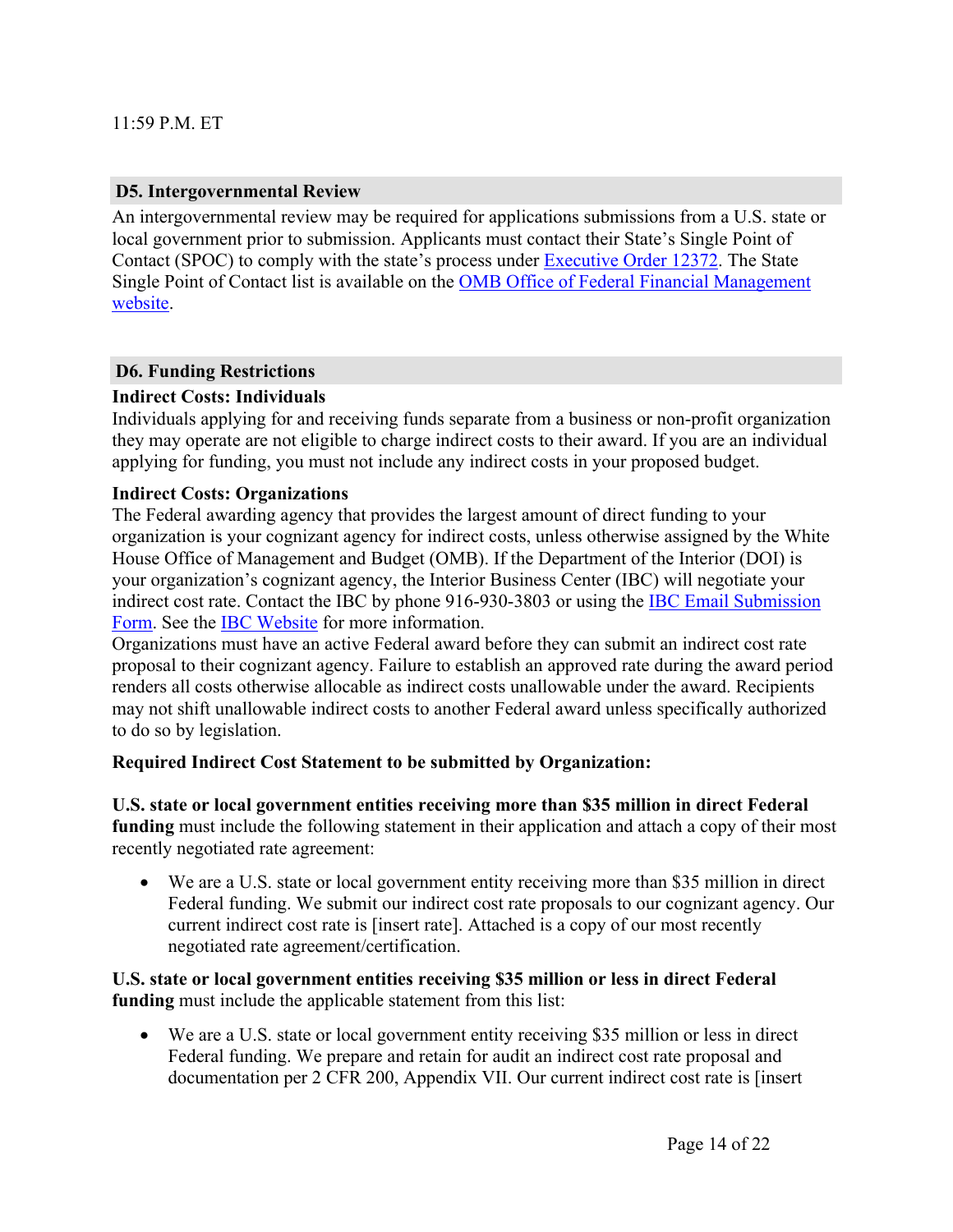11:59 P.M. ET

## D5. Intergovernmental Review

An intergovernmental review may be required for applications submissions from a U.S. state or local government prior to submission. Applicants must contact their State's Single Point of Contact (SPOC) to comply with the state's process under Executive Order 12372. The State Single Point of Contact list is available on the OMB Office of Federal Financial Management website.

## D6. Funding Restrictions

**Indirect Costs: Individuals**

Individuals applying for and receiving funds separate from a business or non-profit organization they may operate are not eligible to charge indirect costs to their award. If you are an individual applying for funding, you must not include any indirect costs in your proposed budget.

**Indirect Costs: Organizations**

The Federal awarding agency that provides the largest amount of direct funding to your organization is your cognizant agency for indirect costs, unless otherwise assigned by the White House Office of Management and Budget (OMB). If the Department of the Interior (DOI) is your organization's cognizant agency, the Interior Business Center (IBC) will negotiate your indirect cost rate. Contact the IBC by phone 916-930-3803 or using the IBC Email Submission Form. See the IBC Website for more information.

Organizations must have an active Federal award before they can submit an indirect cost rate proposal to their cognizant agency. Failure to establish an approved rate during the award period renders all costs otherwise allocable as indirect costs unallowable under the award. Recipients may not shift unallowable indirect costs to another Federal award unless specifically authorized to do so by legislation.

**Required Indirect Cost Statement to be submitted by Organization:**

**U.S. state or local government entities receiving more than $35 million in direct Federal funding** must include the following statement in their application and attach a copy of their most recently negotiated rate agreement:

- We are a U.S. state or local government entity receiving more than $35 million in direct Federal funding. We submit our indirect cost rate proposals to our cognizant agency. Our current indirect cost rate is [insert rate]. Attached is a copy of our most recently negotiated rate agreement/certification.

**U.S. state or local government entities receiving $35 million or less in direct Federal funding** must include the applicable statement from this list:

- We are a U.S. state or local government entity receiving $35 million or less in direct Federal funding. We prepare and retain for audit an indirect cost rate proposal and documentation per 2 CFR 200, Appendix VII. Our current indirect cost rate is [insert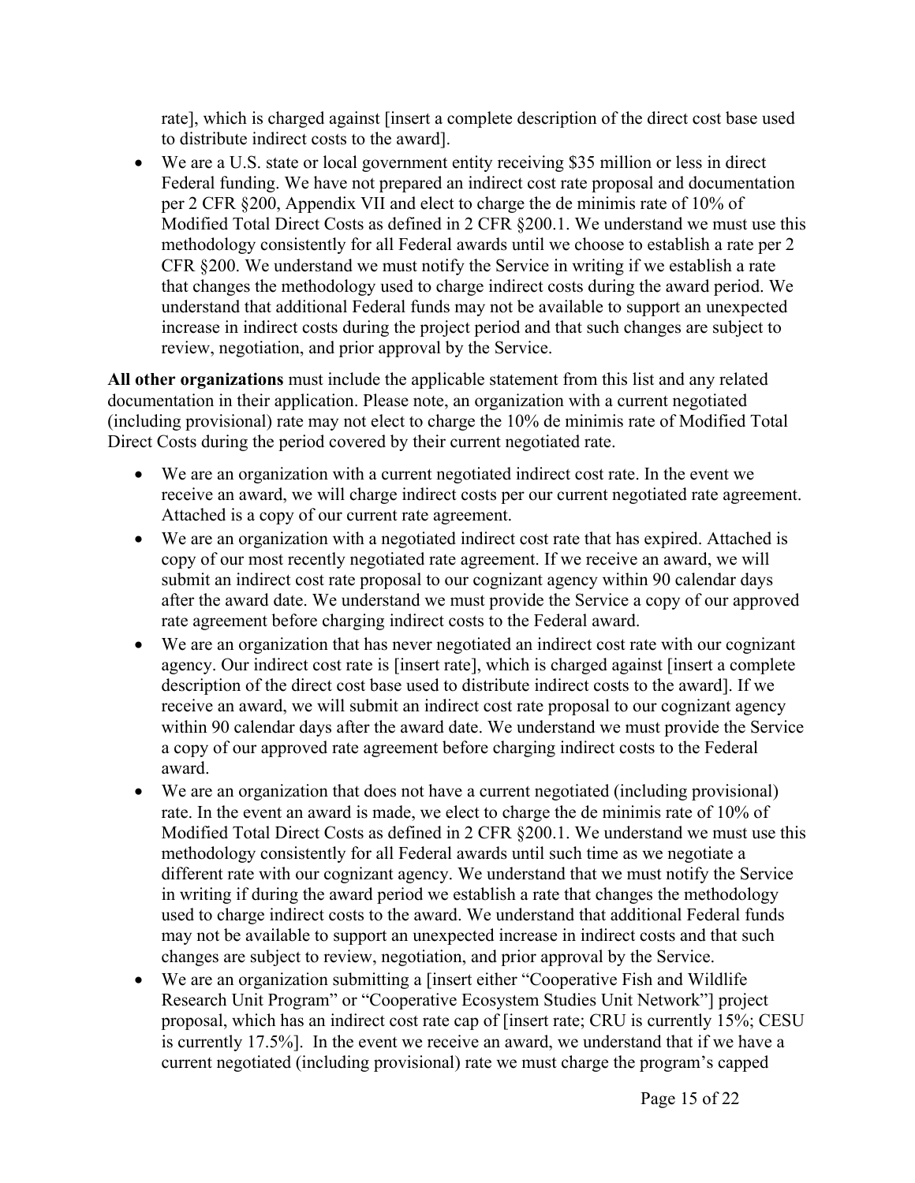rate], which is charged against [insert a complete description of the direct cost base used to distribute indirect costs to the award].

- We are a U.S. state or local government entity receiving $35 million or less in direct Federal funding. We have not prepared an indirect cost rate proposal and documentation per 2 CFR §200, Appendix VII and elect to charge the de minimis rate of 10% of Modified Total Direct Costs as defined in 2 CFR §200.1. We understand we must use this methodology consistently for all Federal awards until we choose to establish a rate per 2 CFR §200. We understand we must notify the Service in writing if we establish a rate that changes the methodology used to charge indirect costs during the award period. We understand that additional Federal funds may not be available to support an unexpected increase in indirect costs during the project period and that such changes are subject to review, negotiation, and prior approval by the Service.

**All other organizations** must include the applicable statement from this list and any related documentation in their application. Please note, an organization with a current negotiated (including provisional) rate may not elect to charge the 10% de minimis rate of Modified Total Direct Costs during the period covered by their current negotiated rate.

- We are an organization with a current negotiated indirect cost rate. In the event we receive an award, we will charge indirect costs per our current negotiated rate agreement. Attached is a copy of our current rate agreement.
- We are an organization with a negotiated indirect cost rate that has expired. Attached is copy of our most recently negotiated rate agreement. If we receive an award, we will submit an indirect cost rate proposal to our cognizant agency within 90 calendar days after the award date. We understand we must provide the Service a copy of our approved rate agreement before charging indirect costs to the Federal award.
- We are an organization that has never negotiated an indirect cost rate with our cognizant agency. Our indirect cost rate is [insert rate], which is charged against [insert a complete description of the direct cost base used to distribute indirect costs to the award]. If we receive an award, we will submit an indirect cost rate proposal to our cognizant agency within 90 calendar days after the award date. We understand we must provide the Service a copy of our approved rate agreement before charging indirect costs to the Federal award.
- We are an organization that does not have a current negotiated (including provisional) rate. In the event an award is made, we elect to charge the de minimis rate of 10% of Modified Total Direct Costs as defined in 2 CFR §200.1. We understand we must use this methodology consistently for all Federal awards until such time as we negotiate a different rate with our cognizant agency. We understand that we must notify the Service in writing if during the award period we establish a rate that changes the methodology used to charge indirect costs to the award. We understand that additional Federal funds may not be available to support an unexpected increase in indirect costs and that such changes are subject to review, negotiation, and prior approval by the Service.
- We are an organization submitting a [insert either "Cooperative Fish and Wildlife Research Unit Program" or "Cooperative Ecosystem Studies Unit Network"] project proposal, which has an indirect cost rate cap of [insert rate; CRU is currently 15%; CESU is currently 17.5%]. In the event we receive an award, we understand that if we have a current negotiated (including provisional) rate we must charge the program's capped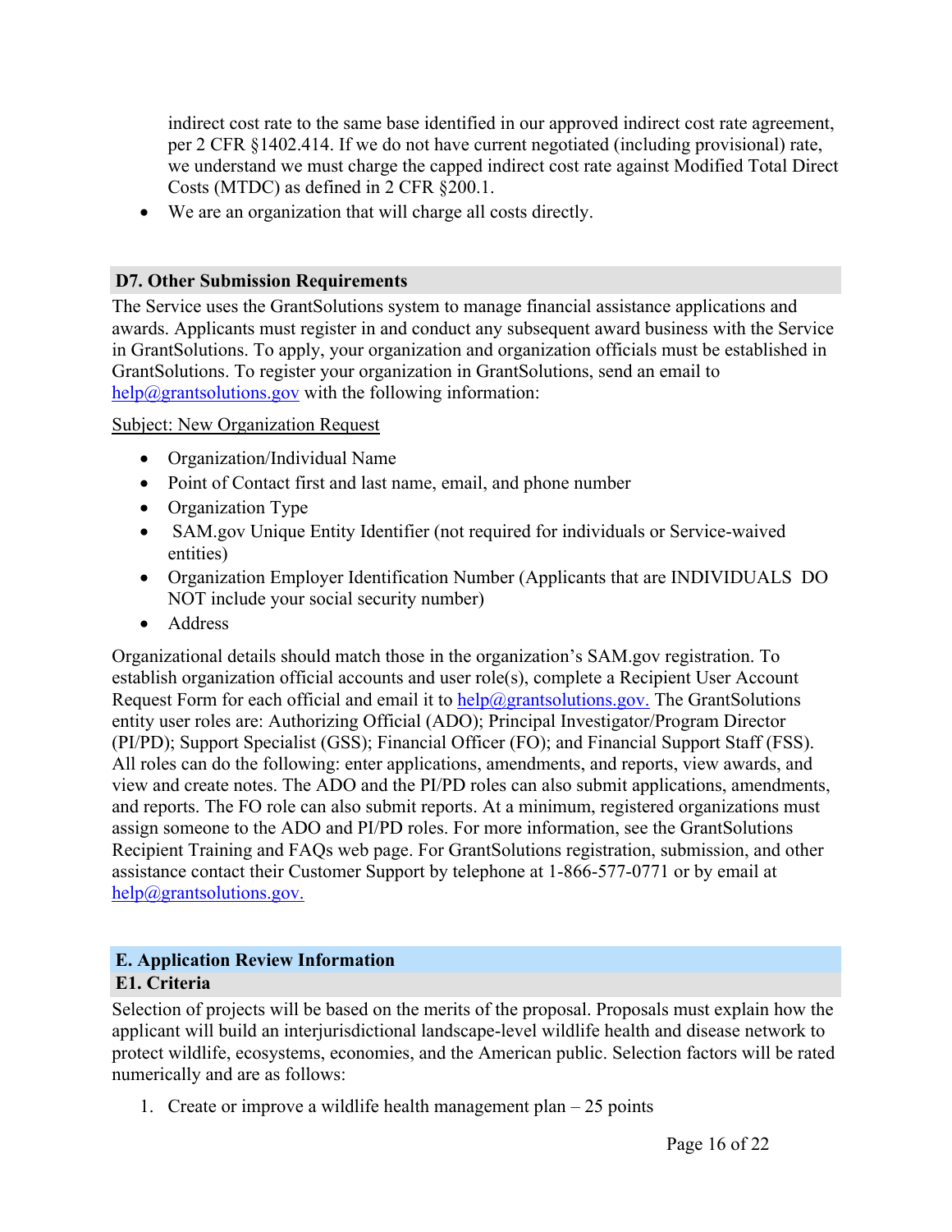indirect cost rate to the same base identified in our approved indirect cost rate agreement, per 2 CFR §1402.414. If we do not have current negotiated (including provisional) rate, we understand we must charge the capped indirect cost rate against Modified Total Direct Costs (MTDC) as defined in 2 CFR §200.1.

- We are an organization that will charge all costs directly.

## D7. Other Submission Requirements

The Service uses the GrantSolutions system to manage financial assistance applications and awards. Applicants must register in and conduct any subsequent award business with the Service in GrantSolutions. To apply, your organization and organization officials must be established in GrantSolutions. To register your organization in GrantSolutions, send an email to help@grantsolutions.gov with the following information:

Subject: New Organization Request

- Organization/Individual Name
- Point of Contact first and last name, email, and phone number
- Organization Type
- SAM.gov Unique Entity Identifier (not required for individuals or Service-waived entities)
- Organization Employer Identification Number (Applicants that are INDIVIDUALS DO NOT include your social security number)
- Address

Organizational details should match those in the organization's SAM.gov registration. To establish organization official accounts and user role(s), complete a Recipient User Account Request Form for each official and email it to help@grantsolutions.gov. The GrantSolutions entity user roles are: Authorizing Official (ADO); Principal Investigator/Program Director (PI/PD); Support Specialist (GSS); Financial Officer (FO); and Financial Support Staff (FSS). All roles can do the following: enter applications, amendments, and reports, view awards, and view and create notes. The ADO and the PI/PD roles can also submit applications, amendments, and reports. The FO role can also submit reports. At a minimum, registered organizations must assign someone to the ADO and PI/PD roles. For more information, see the GrantSolutions Recipient Training and FAQs web page. For GrantSolutions registration, submission, and other assistance contact their Customer Support by telephone at 1-866-577-0771 or by email at help@grantsolutions.gov.

# E. Application Review Information

## E1. Criteria

Selection of projects will be based on the merits of the proposal. Proposals must explain how the applicant will build an interjurisdictional landscape-level wildlife health and disease network to protect wildlife, ecosystems, economies, and the American public. Selection factors will be rated numerically and are as follows:

1. Create or improve a wildlife health management plan – 25 points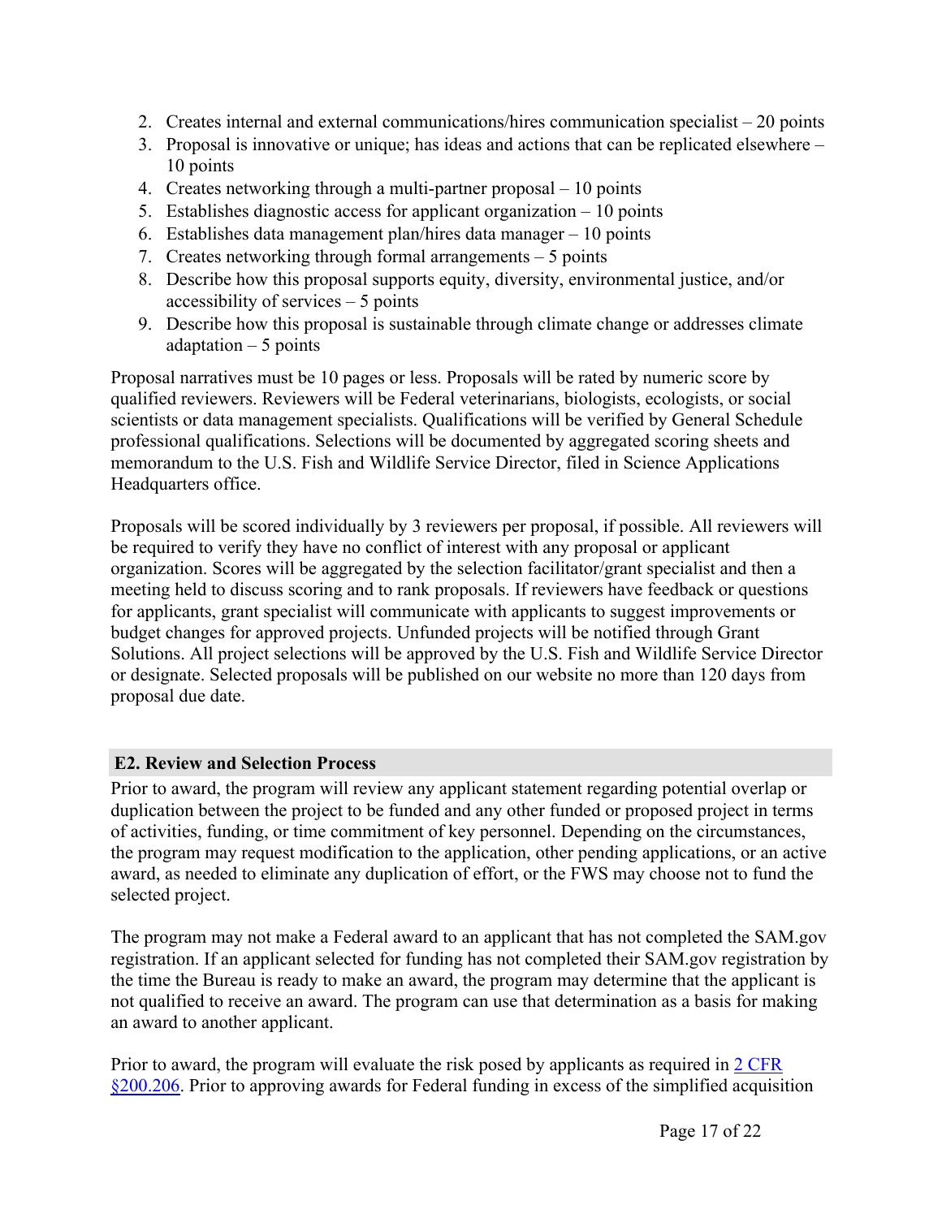2. Creates internal and external communications/hires communication specialist – 20 points
3. Proposal is innovative or unique; has ideas and actions that can be replicated elsewhere – 10 points
4. Creates networking through a multi-partner proposal – 10 points
5. Establishes diagnostic access for applicant organization – 10 points
6. Establishes data management plan/hires data manager – 10 points
7. Creates networking through formal arrangements – 5 points
8. Describe how this proposal supports equity, diversity, environmental justice, and/or accessibility of services – 5 points
9. Describe how this proposal is sustainable through climate change or addresses climate adaptation – 5 points

Proposal narratives must be 10 pages or less. Proposals will be rated by numeric score by qualified reviewers. Reviewers will be Federal veterinarians, biologists, ecologists, or social scientists or data management specialists. Qualifications will be verified by General Schedule professional qualifications. Selections will be documented by aggregated scoring sheets and memorandum to the U.S. Fish and Wildlife Service Director, filed in Science Applications Headquarters office.

Proposals will be scored individually by 3 reviewers per proposal, if possible. All reviewers will be required to verify they have no conflict of interest with any proposal or applicant organization. Scores will be aggregated by the selection facilitator/grant specialist and then a meeting held to discuss scoring and to rank proposals. If reviewers have feedback or questions for applicants, grant specialist will communicate with applicants to suggest improvements or budget changes for approved projects. Unfunded projects will be notified through Grant Solutions. All project selections will be approved by the U.S. Fish and Wildlife Service Director or designate. Selected proposals will be published on our website no more than 120 days from proposal due date.

## E2. Review and Selection Process

Prior to award, the program will review any applicant statement regarding potential overlap or duplication between the project to be funded and any other funded or proposed project in terms of activities, funding, or time commitment of key personnel. Depending on the circumstances, the program may request modification to the application, other pending applications, or an active award, as needed to eliminate any duplication of effort, or the FWS may choose not to fund the selected project.

The program may not make a Federal award to an applicant that has not completed the SAM.gov registration. If an applicant selected for funding has not completed their SAM.gov registration by the time the Bureau is ready to make an award, the program may determine that the applicant is not qualified to receive an award. The program can use that determination as a basis for making an award to another applicant.

Prior to award, the program will evaluate the risk posed by applicants as required in 2 CFR §200.206. Prior to approving awards for Federal funding in excess of the simplified acquisition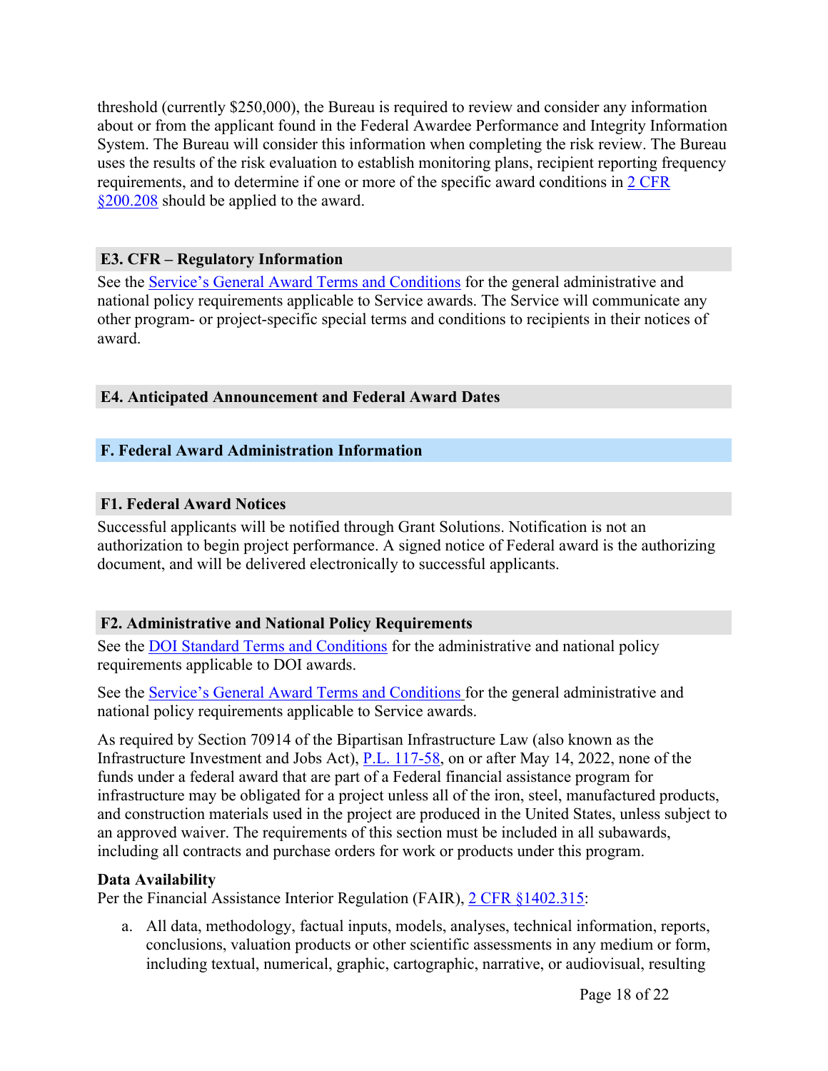threshold (currently $250,000), the Bureau is required to review and consider any information about or from the applicant found in the Federal Awardee Performance and Integrity Information System. The Bureau will consider this information when completing the risk review. The Bureau uses the results of the risk evaluation to establish monitoring plans, recipient reporting frequency requirements, and to determine if one or more of the specific award conditions in [2 CFR §200.208]() should be applied to the award.

### E3. CFR – Regulatory Information

See the [Service's General Award Terms and Conditions]() for the general administrative and national policy requirements applicable to Service awards. The Service will communicate any other program- or project-specific special terms and conditions to recipients in their notices of award.

### E4. Anticipated Announcement and Federal Award Dates

## F. Federal Award Administration Information

### F1. Federal Award Notices

Successful applicants will be notified through Grant Solutions. Notification is not an authorization to begin project performance. A signed notice of Federal award is the authorizing document, and will be delivered electronically to successful applicants.

### F2. Administrative and National Policy Requirements

See the [DOI Standard Terms and Conditions]() for the administrative and national policy requirements applicable to DOI awards.

See the [Service's General Award Terms and Conditions]() for the general administrative and national policy requirements applicable to Service awards.

As required by Section 70914 of the Bipartisan Infrastructure Law (also known as the Infrastructure Investment and Jobs Act), [P.L. 117-58](), on or after May 14, 2022, none of the funds under a federal award that are part of a Federal financial assistance program for infrastructure may be obligated for a project unless all of the iron, steel, manufactured products, and construction materials used in the project are produced in the United States, unless subject to an approved waiver. The requirements of this section must be included in all subawards, including all contracts and purchase orders for work or products under this program.

**Data Availability**

Per the Financial Assistance Interior Regulation (FAIR), [2 CFR §1402.315]():

a. All data, methodology, factual inputs, models, analyses, technical information, reports, conclusions, valuation products or other scientific assessments in any medium or form, including textual, numerical, graphic, cartographic, narrative, or audiovisual, resulting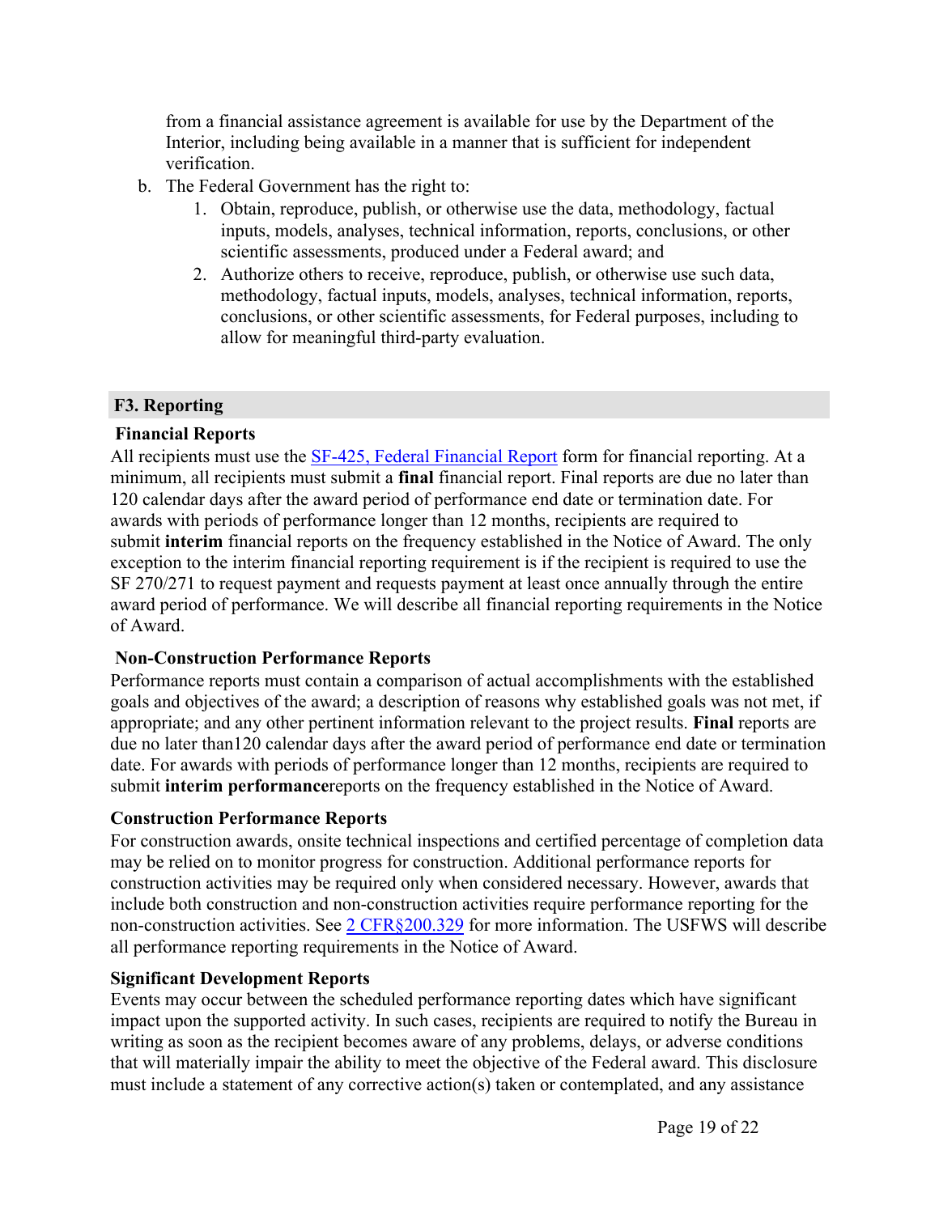from a financial assistance agreement is available for use by the Department of the Interior, including being available in a manner that is sufficient for independent verification.

b. The Federal Government has the right to:
    1. Obtain, reproduce, publish, or otherwise use the data, methodology, factual inputs, models, analyses, technical information, reports, conclusions, or other scientific assessments, produced under a Federal award; and
    2. Authorize others to receive, reproduce, publish, or otherwise use such data, methodology, factual inputs, models, analyses, technical information, reports, conclusions, or other scientific assessments, for Federal purposes, including to allow for meaningful third-party evaluation.

## F3. Reporting

### Financial Reports

All recipients must use the [SF-425, Federal Financial Report](#) form for financial reporting. At a minimum, all recipients must submit a **final** financial report. Final reports are due no later than 120 calendar days after the award period of performance end date or termination date. For awards with periods of performance longer than 12 months, recipients are required to submit **interim** financial reports on the frequency established in the Notice of Award. The only exception to the interim financial reporting requirement is if the recipient is required to use the SF 270/271 to request payment and requests payment at least once annually through the entire award period of performance. We will describe all financial reporting requirements in the Notice of Award.

### Non-Construction Performance Reports

Performance reports must contain a comparison of actual accomplishments with the established goals and objectives of the award; a description of reasons why established goals was not met, if appropriate; and any other pertinent information relevant to the project results. **Final** reports are due no later than120 calendar days after the award period of performance end date or termination date. For awards with periods of performance longer than 12 months, recipients are required to submit **interim performance**reports on the frequency established in the Notice of Award.

### Construction Performance Reports

For construction awards, onsite technical inspections and certified percentage of completion data may be relied on to monitor progress for construction. Additional performance reports for construction activities may be required only when considered necessary. However, awards that include both construction and non-construction activities require performance reporting for the non-construction activities. See [2 CFR§200.329](#) for more information. The USFWS will describe all performance reporting requirements in the Notice of Award.

### Significant Development Reports

Events may occur between the scheduled performance reporting dates which have significant impact upon the supported activity. In such cases, recipients are required to notify the Bureau in writing as soon as the recipient becomes aware of any problems, delays, or adverse conditions that will materially impair the ability to meet the objective of the Federal award. This disclosure must include a statement of any corrective action(s) taken or contemplated, and any assistance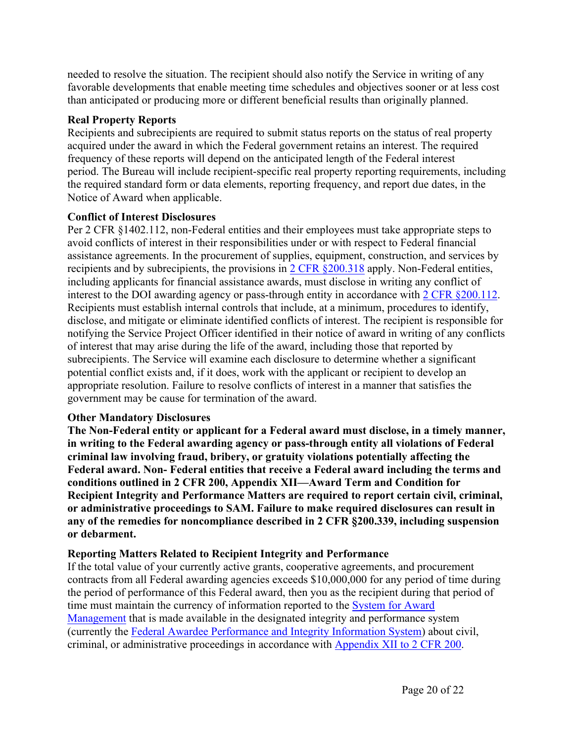needed to resolve the situation. The recipient should also notify the Service in writing of any favorable developments that enable meeting time schedules and objectives sooner or at less cost than anticipated or producing more or different beneficial results than originally planned.

**Real Property Reports**

Recipients and subrecipients are required to submit status reports on the status of real property acquired under the award in which the Federal government retains an interest. The required frequency of these reports will depend on the anticipated length of the Federal interest period. The Bureau will include recipient-specific real property reporting requirements, including the required standard form or data elements, reporting frequency, and report due dates, in the Notice of Award when applicable.

**Conflict of Interest Disclosures**

Per 2 CFR §1402.112, non-Federal entities and their employees must take appropriate steps to avoid conflicts of interest in their responsibilities under or with respect to Federal financial assistance agreements. In the procurement of supplies, equipment, construction, and services by recipients and by subrecipients, the provisions in [2 CFR §200.318](2 CFR §200.318) apply. Non-Federal entities, including applicants for financial assistance awards, must disclose in writing any conflict of interest to the DOI awarding agency or pass-through entity in accordance with [2 CFR §200.112](2 CFR §200.112). Recipients must establish internal controls that include, at a minimum, procedures to identify, disclose, and mitigate or eliminate identified conflicts of interest. The recipient is responsible for notifying the Service Project Officer identified in their notice of award in writing of any conflicts of interest that may arise during the life of the award, including those that reported by subrecipients. The Service will examine each disclosure to determine whether a significant potential conflict exists and, if it does, work with the applicant or recipient to develop an appropriate resolution. Failure to resolve conflicts of interest in a manner that satisfies the government may be cause for termination of the award.

**Other Mandatory Disclosures**

**The Non-Federal entity or applicant for a Federal award must disclose, in a timely manner, in writing to the Federal awarding agency or pass-through entity all violations of Federal criminal law involving fraud, bribery, or gratuity violations potentially affecting the Federal award. Non- Federal entities that receive a Federal award including the terms and conditions outlined in 2 CFR 200, Appendix XII—Award Term and Condition for Recipient Integrity and Performance Matters are required to report certain civil, criminal, or administrative proceedings to SAM. Failure to make required disclosures can result in any of the remedies for noncompliance described in 2 CFR §200.339, including suspension or debarment.**

**Reporting Matters Related to Recipient Integrity and Performance**

If the total value of your currently active grants, cooperative agreements, and procurement contracts from all Federal awarding agencies exceeds $10,000,000 for any period of time during the period of performance of this Federal award, then you as the recipient during that period of time must maintain the currency of information reported to the [System for Award Management](System for Award Management) that is made available in the designated integrity and performance system (currently the [Federal Awardee Performance and Integrity Information System](Federal Awardee Performance and Integrity Information System)) about civil, criminal, or administrative proceedings in accordance with [Appendix XII to 2 CFR 200](Appendix XII to 2 CFR 200).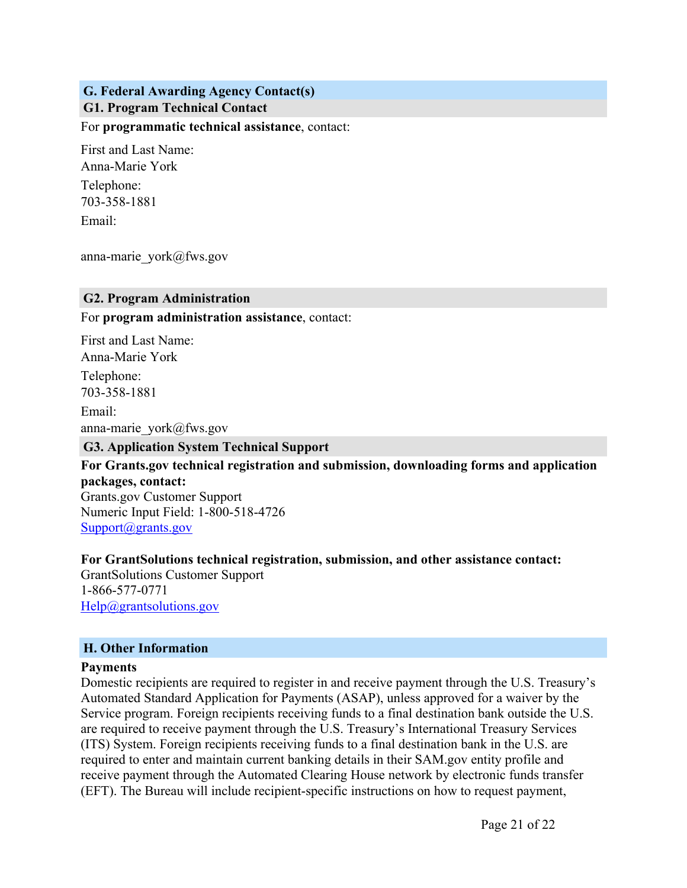## G. Federal Awarding Agency Contact(s)

### G1. Program Technical Contact

For **programmatic technical assistance**, contact:

First and Last Name:
Anna-Marie York

Telephone:
703-358-1881

Email:

anna-marie_york@fws.gov

### G2. Program Administration

For **program administration assistance**, contact:

First and Last Name:
Anna-Marie York

Telephone:
703-358-1881

Email:
anna-marie_york@fws.gov

### G3. Application System Technical Support

**For Grants.gov technical registration and submission, downloading forms and application packages, contact:**
Grants.gov Customer Support
Numeric Input Field: 1-800-518-4726
Support@grants.gov

**For GrantSolutions technical registration, submission, and other assistance contact:**
GrantSolutions Customer Support
1-866-577-0771
Help@grantsolutions.gov

## H. Other Information

**Payments**
Domestic recipients are required to register in and receive payment through the U.S. Treasury's Automated Standard Application for Payments (ASAP), unless approved for a waiver by the Service program. Foreign recipients receiving funds to a final destination bank outside the U.S. are required to receive payment through the U.S. Treasury's International Treasury Services (ITS) System. Foreign recipients receiving funds to a final destination bank in the U.S. are required to enter and maintain current banking details in their SAM.gov entity profile and receive payment through the Automated Clearing House network by electronic funds transfer (EFT). The Bureau will include recipient-specific instructions on how to request payment,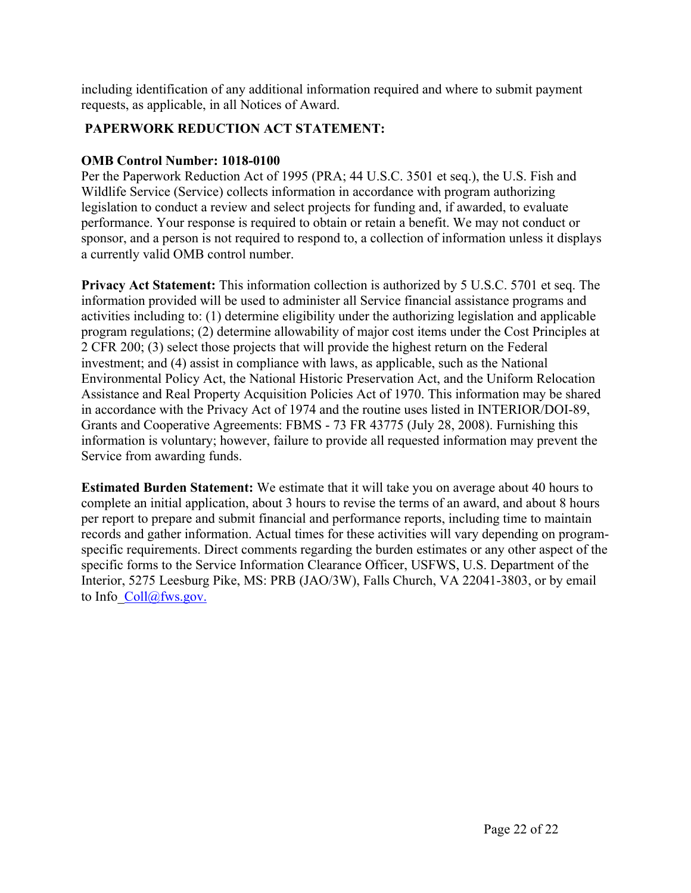including identification of any additional information required and where to submit payment requests, as applicable, in all Notices of Award.

## PAPERWORK REDUCTION ACT STATEMENT:

**OMB Control Number: 1018-0100**

Per the Paperwork Reduction Act of 1995 (PRA; 44 U.S.C. 3501 et seq.), the U.S. Fish and Wildlife Service (Service) collects information in accordance with program authorizing legislation to conduct a review and select projects for funding and, if awarded, to evaluate performance. Your response is required to obtain or retain a benefit. We may not conduct or sponsor, and a person is not required to respond to, a collection of information unless it displays a currently valid OMB control number.

**Privacy Act Statement:** This information collection is authorized by 5 U.S.C. 5701 et seq. The information provided will be used to administer all Service financial assistance programs and activities including to: (1) determine eligibility under the authorizing legislation and applicable program regulations; (2) determine allowability of major cost items under the Cost Principles at 2 CFR 200; (3) select those projects that will provide the highest return on the Federal investment; and (4) assist in compliance with laws, as applicable, such as the National Environmental Policy Act, the National Historic Preservation Act, and the Uniform Relocation Assistance and Real Property Acquisition Policies Act of 1970. This information may be shared in accordance with the Privacy Act of 1974 and the routine uses listed in INTERIOR/DOI-89, Grants and Cooperative Agreements: FBMS - 73 FR 43775 (July 28, 2008). Furnishing this information is voluntary; however, failure to provide all requested information may prevent the Service from awarding funds.

**Estimated Burden Statement:** We estimate that it will take you on average about 40 hours to complete an initial application, about 3 hours to revise the terms of an award, and about 8 hours per report to prepare and submit financial and performance reports, including time to maintain records and gather information. Actual times for these activities will vary depending on program-specific requirements. Direct comments regarding the burden estimates or any other aspect of the specific forms to the Service Information Clearance Officer, USFWS, U.S. Department of the Interior, 5275 Leesburg Pike, MS: PRB (JAO/3W), Falls Church, VA 22041-3803, or by email to Info_Coll@fws.gov.